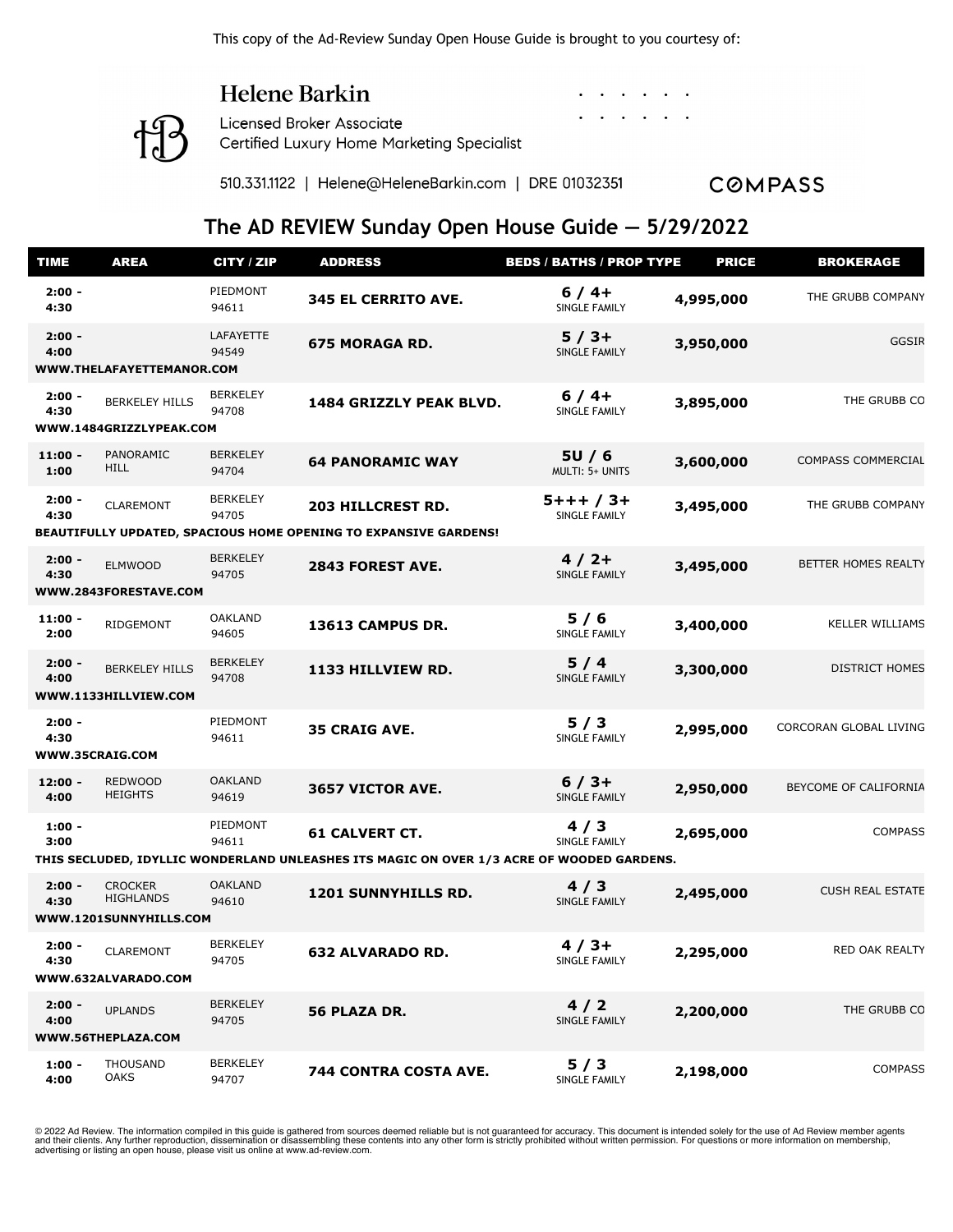This copy of the Ad-Review Sunday Open House Guide is brought to you courtesy of:

**Helene Barkin**
Licensed Broker Associate
Certified Luxury Home Marketing Specialist

510.331.1122 | Helene@HeleneBarkin.com | DRE 01032351

COMPASS

## The AD REVIEW Sunday Open House Guide — 5/29/2022

| TIME | AREA | CITY / ZIP | ADDRESS | BEDS / BATHS / PROP TYPE | PRICE | BROKERAGE |
|---|---|---|---|---|---|---|
| 2:00 - 4:30 | | PIEDMONT 94611 | **345 EL CERRITO AVE.** | **6 / 4+** SINGLE FAMILY | **4,995,000** | THE GRUBB COMPANY |
| 2:00 - 4:00 | | LAFAYETTE 94549 | **675 MORAGA RD.** | **5 / 3+** SINGLE FAMILY | **3,950,000** | GGSIR |
| **WWW.THELAFAYETTEMANOR.COM** | | | | | | |
| 2:00 - 4:30 | BERKELEY HILLS | BERKELEY 94708 | **1484 GRIZZLY PEAK BLVD.** | **6 / 4+** SINGLE FAMILY | **3,895,000** | THE GRUBB CO |
| **WWW.1484GRIZZLYPEAK.COM** | | | | | | |
| 11:00 - 1:00 | PANORAMIC HILL | BERKELEY 94704 | **64 PANORAMIC WAY** | **5U / 6** MULTI: 5+ UNITS | **3,600,000** | COMPASS COMMERCIAL |
| 2:00 - 4:30 | CLAREMONT | BERKELEY 94705 | **203 HILLCREST RD.** | **5+++ / 3+** SINGLE FAMILY | **3,495,000** | THE GRUBB COMPANY |
| **BEAUTIFULLY UPDATED, SPACIOUS HOME OPENING TO EXPANSIVE GARDENS!** | | | | | | |
| 2:00 - 4:30 | ELMWOOD | BERKELEY 94705 | **2843 FOREST AVE.** | **4 / 2+** SINGLE FAMILY | **3,495,000** | BETTER HOMES REALTY |
| **WWW.2843FORESTAVE.COM** | | | | | | |
| 11:00 - 2:00 | RIDGEMONT | OAKLAND 94605 | **13613 CAMPUS DR.** | **5 / 6** SINGLE FAMILY | **3,400,000** | KELLER WILLIAMS |
| 2:00 - 4:00 | BERKELEY HILLS | BERKELEY 94708 | **1133 HILLVIEW RD.** | **5 / 4** SINGLE FAMILY | **3,300,000** | DISTRICT HOMES |
| **WWW.1133HILLVIEW.COM** | | | | | | |
| 2:00 - 4:30 | | PIEDMONT 94611 | **35 CRAIG AVE.** | **5 / 3** SINGLE FAMILY | **2,995,000** | CORCORAN GLOBAL LIVING |
| **WWW.35CRAIG.COM** | | | | | | |
| 12:00 - 4:00 | REDWOOD HEIGHTS | OAKLAND 94619 | **3657 VICTOR AVE.** | **6 / 3+** SINGLE FAMILY | **2,950,000** | BEYCOME OF CALIFORNIA |
| 1:00 - 3:00 | | PIEDMONT 94611 | **61 CALVERT CT.** | **4 / 3** SINGLE FAMILY | **2,695,000** | COMPASS |
| **THIS SECLUDED, IDYLLIC WONDERLAND UNLEASHES ITS MAGIC ON OVER 1/3 ACRE OF WOODED GARDENS.** | | | | | | |
| 2:00 - 4:30 | CROCKER HIGHLANDS | OAKLAND 94610 | **1201 SUNNYHILLS RD.** | **4 / 3** SINGLE FAMILY | **2,495,000** | CUSH REAL ESTATE |
| **WWW.1201SUNNYHILLS.COM** | | | | | | |
| 2:00 - 4:30 | CLAREMONT | BERKELEY 94705 | **632 ALVARADO RD.** | **4 / 3+** SINGLE FAMILY | **2,295,000** | RED OAK REALTY |
| **WWW.632ALVARADO.COM** | | | | | | |
| 2:00 - 4:00 | UPLANDS | BERKELEY 94705 | **56 PLAZA DR.** | **4 / 2** SINGLE FAMILY | **2,200,000** | THE GRUBB CO |
| **WWW.56THEPLAZA.COM** | | | | | | |
| 1:00 - 4:00 | THOUSAND OAKS | BERKELEY 94707 | **744 CONTRA COSTA AVE.** | **5 / 3** SINGLE FAMILY | **2,198,000** | COMPASS |

© 2022 Ad Review. The information compiled in this guide is gathered from sources deemed reliable but is not guaranteed for accuracy. This document is intended solely for the use of Ad Review member agents and their clients. Any further reproduction, dissemination or disassembling these contents into any other form is strictly prohibited without written permission. For questions or more information on membership, advertising or listing an open house, please visit us online at www.ad-review.com.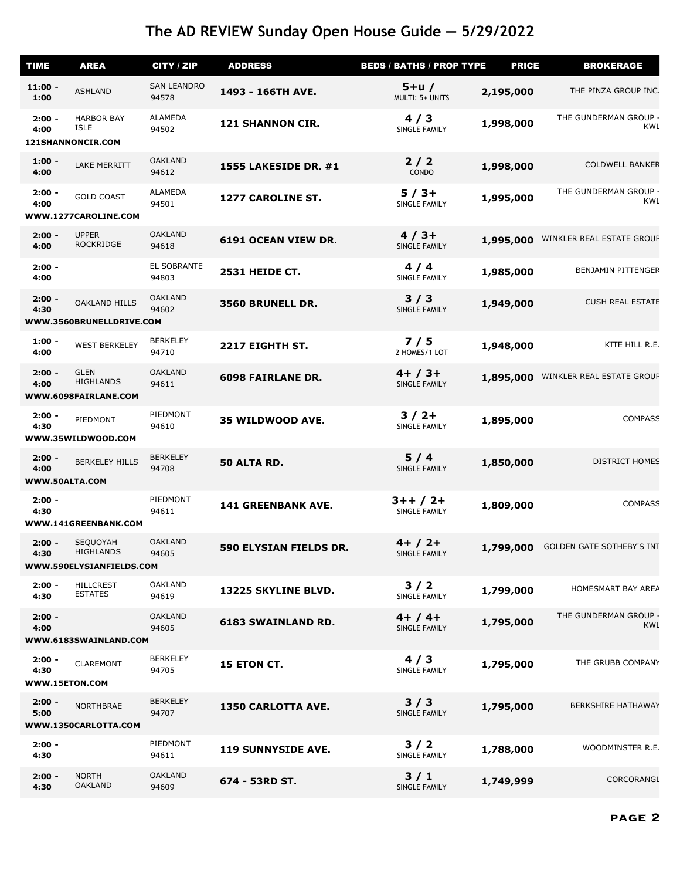# The AD REVIEW Sunday Open House Guide — 5/29/2022

| TIME | AREA | CITY / ZIP | ADDRESS | BEDS / BATHS / PROP TYPE | PRICE | BROKERAGE |
|---|---|---|---|---|---|---|
| 11:00 - 1:00 | ASHLAND | SAN LEANDRO 94578 | **1493 - 166TH AVE.** | **5+u /** MULTI: 5+ UNITS | **2,195,000** | THE PINZA GROUP INC. |
| 2:00 - 4:00 | HARBOR BAY ISLE<br>**121SHANNONCIR.COM** | ALAMEDA 94502 | **121 SHANNON CIR.** | **4 / 3** SINGLE FAMILY | **1,998,000** | THE GUNDERMAN GROUP - KWL |
| 1:00 - 4:00 | LAKE MERRITT | OAKLAND 94612 | **1555 LAKESIDE DR. #1** | **2 / 2** CONDO | **1,998,000** | COLDWELL BANKER |
| 2:00 - 4:00 | GOLD COAST<br>**WWW.1277CAROLINE.COM** | ALAMEDA 94501 | **1277 CAROLINE ST.** | **5 / 3+** SINGLE FAMILY | **1,995,000** | THE GUNDERMAN GROUP - KWL |
| 2:00 - 4:00 | UPPER ROCKRIDGE | OAKLAND 94618 | **6191 OCEAN VIEW DR.** | **4 / 3+** SINGLE FAMILY | **1,995,000** | WINKLER REAL ESTATE GROUP |
| 2:00 - 4:00 | | EL SOBRANTE 94803 | **2531 HEIDE CT.** | **4 / 4** SINGLE FAMILY | **1,985,000** | BENJAMIN PITTENGER |
| 2:00 - 4:30 | OAKLAND HILLS<br>**WWW.3560BRUNELLDRIVE.COM** | OAKLAND 94602 | **3560 BRUNELL DR.** | **3 / 3** SINGLE FAMILY | **1,949,000** | CUSH REAL ESTATE |
| 1:00 - 4:00 | WEST BERKELEY | BERKELEY 94710 | **2217 EIGHTH ST.** | **7 / 5** 2 HOMES/1 LOT | **1,948,000** | KITE HILL R.E. |
| 2:00 - 4:00 | GLEN HIGHLANDS<br>**WWW.6098FAIRLANE.COM** | OAKLAND 94611 | **6098 FAIRLANE DR.** | **4+ / 3+** SINGLE FAMILY | **1,895,000** | WINKLER REAL ESTATE GROUP |
| 2:00 - 4:30 | PIEDMONT<br>**WWW.35WILDWOOD.COM** | PIEDMONT 94610 | **35 WILDWOOD AVE.** | **3 / 2+** SINGLE FAMILY | **1,895,000** | COMPASS |
| 2:00 - 4:00 | BERKELEY HILLS<br>**WWW.50ALTA.COM** | BERKELEY 94708 | **50 ALTA RD.** | **5 / 4** SINGLE FAMILY | **1,850,000** | DISTRICT HOMES |
| 2:00 - 4:30 | **WWW.141GREENBANK.COM** | PIEDMONT 94611 | **141 GREENBANK AVE.** | **3++ / 2+** SINGLE FAMILY | **1,809,000** | COMPASS |
| 2:00 - 4:30 | SEQUOYAH HIGHLANDS<br>**WWW.590ELYSIANFIELDS.COM** | OAKLAND 94605 | **590 ELYSIAN FIELDS DR.** | **4+ / 2+** SINGLE FAMILY | **1,799,000** | GOLDEN GATE SOTHEBY'S INT |
| 2:00 - 4:30 | HILLCREST ESTATES | OAKLAND 94619 | **13225 SKYLINE BLVD.** | **3 / 2** SINGLE FAMILY | **1,799,000** | HOMESMART BAY AREA |
| 2:00 - 4:00 | **WWW.6183SWAINLAND.COM** | OAKLAND 94605 | **6183 SWAINLAND RD.** | **4+ / 4+** SINGLE FAMILY | **1,795,000** | THE GUNDERMAN GROUP - KWL |
| 2:00 - 4:30 | CLAREMONT<br>**WWW.15ETON.COM** | BERKELEY 94705 | **15 ETON CT.** | **4 / 3** SINGLE FAMILY | **1,795,000** | THE GRUBB COMPANY |
| 2:00 - 5:00 | NORTHBRAE<br>**WWW.1350CARLOTTA.COM** | BERKELEY 94707 | **1350 CARLOTTA AVE.** | **3 / 3** SINGLE FAMILY | **1,795,000** | BERKSHIRE HATHAWAY |
| 2:00 - 4:30 | | PIEDMONT 94611 | **119 SUNNYSIDE AVE.** | **3 / 2** SINGLE FAMILY | **1,788,000** | WOODMINSTER R.E. |
| 2:00 - 4:30 | NORTH OAKLAND | OAKLAND 94609 | **674 - 53RD ST.** | **3 / 1** SINGLE FAMILY | **1,749,999** | CORCORANGL |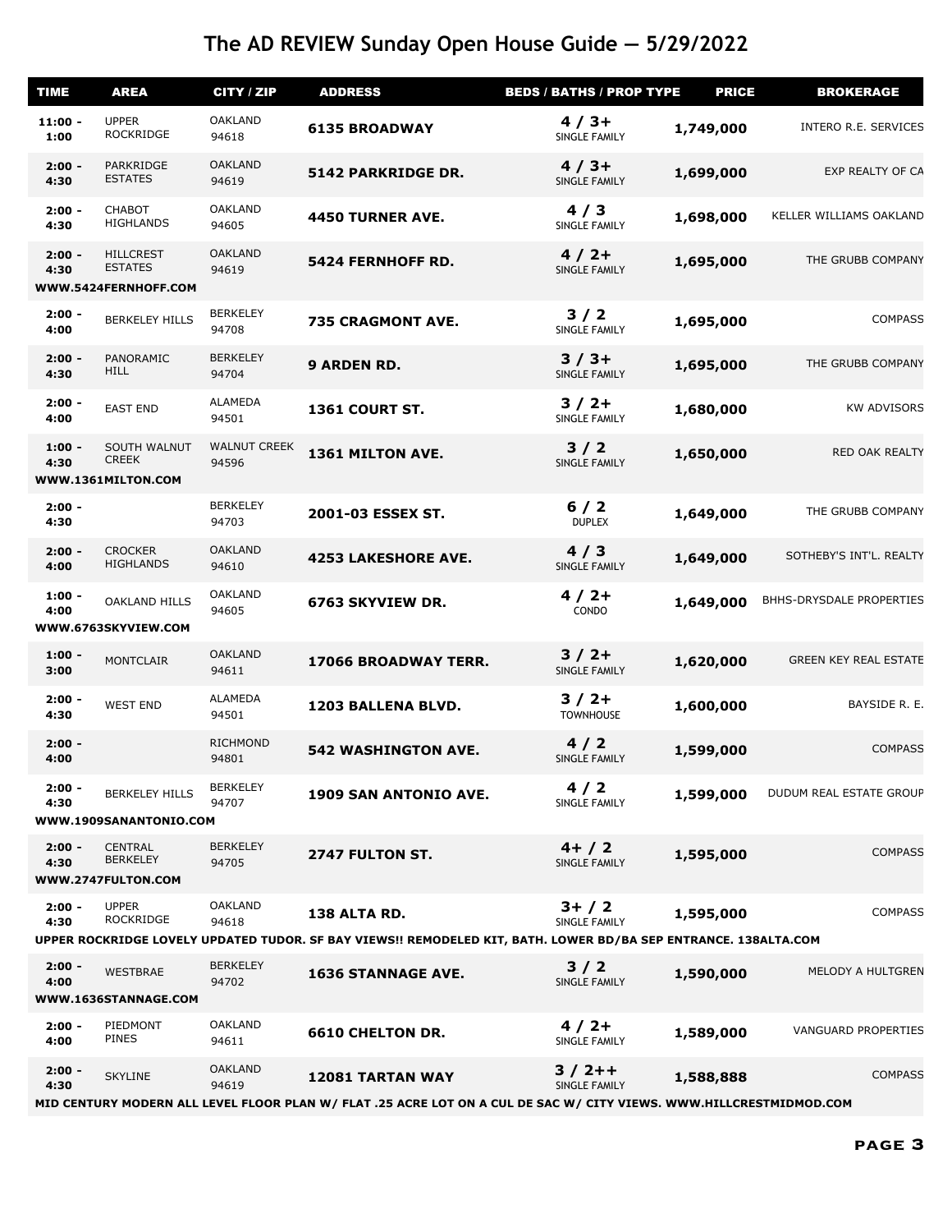# The AD REVIEW Sunday Open House Guide — 5/29/2022

| TIME | AREA | CITY / ZIP | ADDRESS | BEDS / BATHS / PROP TYPE | PRICE | BROKERAGE |
|---|---|---|---|---|---|---|
| 11:00 - 1:00 | UPPER ROCKRIDGE | OAKLAND 94618 | **6135 BROADWAY** | **4 / 3+** SINGLE FAMILY | **1,749,000** | INTERO R.E. SERVICES |
| 2:00 - 4:30 | PARKRIDGE ESTATES | OAKLAND 94619 | **5142 PARKRIDGE DR.** | **4 / 3+** SINGLE FAMILY | **1,699,000** | EXP REALTY OF CA |
| 2:00 - 4:30 | CHABOT HIGHLANDS | OAKLAND 94605 | **4450 TURNER AVE.** | **4 / 3** SINGLE FAMILY | **1,698,000** | KELLER WILLIAMS OAKLAND |
| 2:00 - 4:30 | HILLCREST ESTATES | OAKLAND 94619 | **5424 FERNHOFF RD.** | **4 / 2+** SINGLE FAMILY | **1,695,000** | THE GRUBB COMPANY |
| **WWW.5424FERNHOFF.COM** | | | | | | |
| 2:00 - 4:00 | BERKELEY HILLS | BERKELEY 94708 | **735 CRAGMONT AVE.** | **3 / 2** SINGLE FAMILY | **1,695,000** | COMPASS |
| 2:00 - 4:30 | PANORAMIC HILL | BERKELEY 94704 | **9 ARDEN RD.** | **3 / 3+** SINGLE FAMILY | **1,695,000** | THE GRUBB COMPANY |
| 2:00 - 4:00 | EAST END | ALAMEDA 94501 | **1361 COURT ST.** | **3 / 2+** SINGLE FAMILY | **1,680,000** | KW ADVISORS |
| 1:00 - 4:30 | SOUTH WALNUT CREEK | WALNUT CREEK 94596 | **1361 MILTON AVE.** | **3 / 2** SINGLE FAMILY | **1,650,000** | RED OAK REALTY |
| **WWW.1361MILTON.COM** | | | | | | |
| 2:00 - 4:30 | | BERKELEY 94703 | **2001-03 ESSEX ST.** | **6 / 2** DUPLEX | **1,649,000** | THE GRUBB COMPANY |
| 2:00 - 4:00 | CROCKER HIGHLANDS | OAKLAND 94610 | **4253 LAKESHORE AVE.** | **4 / 3** SINGLE FAMILY | **1,649,000** | SOTHEBY'S INT'L. REALTY |
| 1:00 - 4:00 | OAKLAND HILLS | OAKLAND 94605 | **6763 SKYVIEW DR.** | **4 / 2+** CONDO | **1,649,000** | BHHS-DRYSDALE PROPERTIES |
| **WWW.6763SKYVIEW.COM** | | | | | | |
| 1:00 - 3:00 | MONTCLAIR | OAKLAND 94611 | **17066 BROADWAY TERR.** | **3 / 2+** SINGLE FAMILY | **1,620,000** | GREEN KEY REAL ESTATE |
| 2:00 - 4:30 | WEST END | ALAMEDA 94501 | **1203 BALLENA BLVD.** | **3 / 2+** TOWNHOUSE | **1,600,000** | BAYSIDE R. E. |
| 2:00 - 4:00 | | RICHMOND 94801 | **542 WASHINGTON AVE.** | **4 / 2** SINGLE FAMILY | **1,599,000** | COMPASS |
| 2:00 - 4:30 | BERKELEY HILLS | BERKELEY 94707 | **1909 SAN ANTONIO AVE.** | **4 / 2** SINGLE FAMILY | **1,599,000** | DUDUM REAL ESTATE GROUP |
| **WWW.1909SANANTONIO.COM** | | | | | | |
| 2:00 - 4:30 | CENTRAL BERKELEY | BERKELEY 94705 | **2747 FULTON ST.** | **4+ / 2** SINGLE FAMILY | **1,595,000** | COMPASS |
| **WWW.2747FULTON.COM** | | | | | | |
| 2:00 - 4:30 | UPPER ROCKRIDGE | OAKLAND 94618 | **138 ALTA RD.** | **3+ / 2** SINGLE FAMILY | **1,595,000** | COMPASS |
| **UPPER ROCKRIDGE LOVELY UPDATED TUDOR. SF BAY VIEWS!! REMODELED KIT, BATH. LOWER BD/BA SEP ENTRANCE. 138ALTA.COM** | | | | | | |
| 2:00 - 4:00 | WESTBRAE | BERKELEY 94702 | **1636 STANNAGE AVE.** | **3 / 2** SINGLE FAMILY | **1,590,000** | MELODY A HULTGREN |
| **WWW.1636STANNAGE.COM** | | | | | | |
| 2:00 - 4:00 | PIEDMONT PINES | OAKLAND 94611 | **6610 CHELTON DR.** | **4 / 2+** SINGLE FAMILY | **1,589,000** | VANGUARD PROPERTIES |
| 2:00 - 4:30 | SKYLINE | OAKLAND 94619 | **12081 TARTAN WAY** | **3 / 2++** SINGLE FAMILY | **1,588,888** | COMPASS |
| **MID CENTURY MODERN ALL LEVEL FLOOR PLAN W/ FLAT .25 ACRE LOT ON A CUL DE SAC W/ CITY VIEWS. WWW.HILLCRESTMIDMOD.COM** | | | | | | |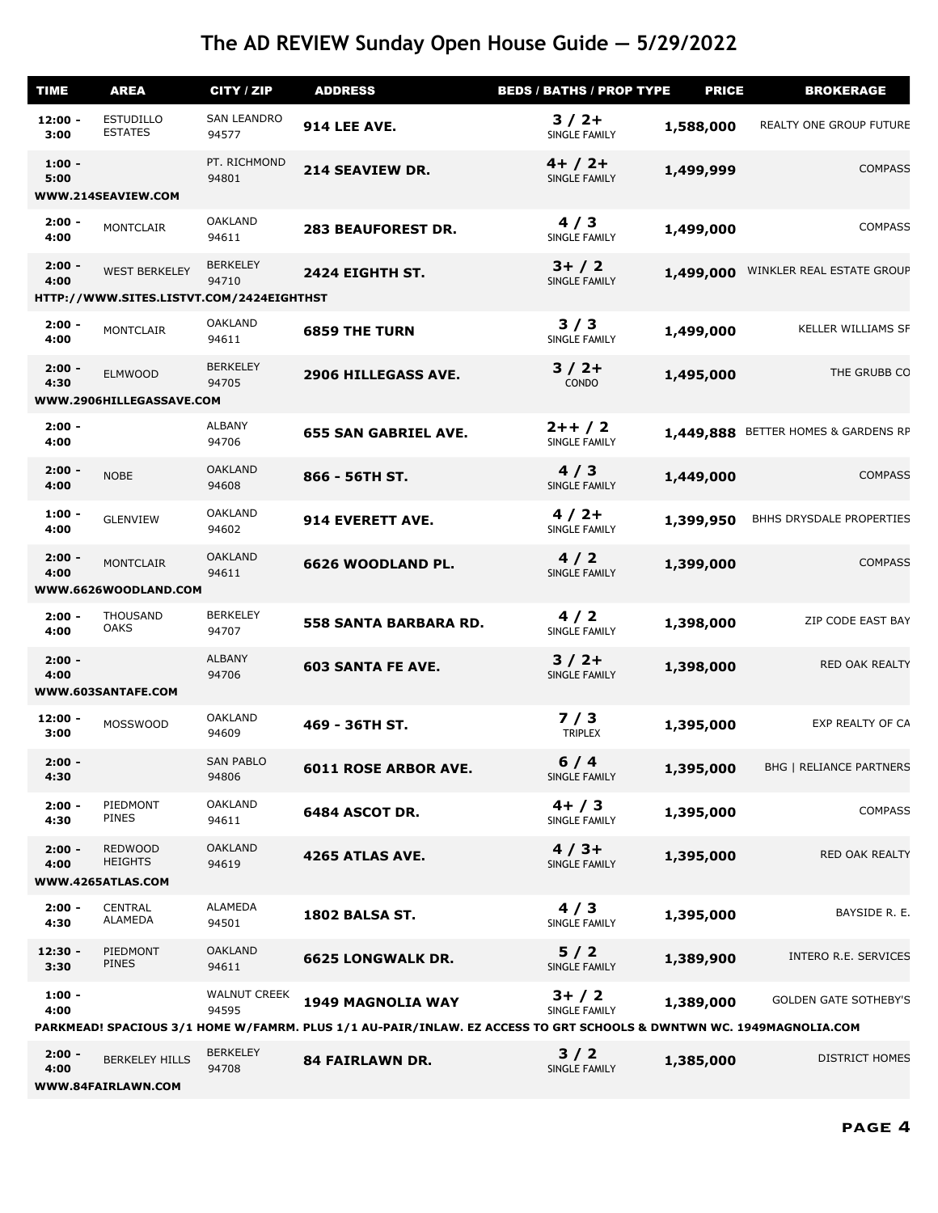# The AD REVIEW Sunday Open House Guide — 5/29/2022

| TIME | AREA | CITY / ZIP | ADDRESS | BEDS / BATHS / PROP TYPE | PRICE | BROKERAGE |
|---|---|---|---|---|---|---|
| 12:00 - 3:00 | ESTUDILLO ESTATES | SAN LEANDRO 94577 | **914 LEE AVE.** | **3 / 2+** SINGLE FAMILY | **1,588,000** | REALTY ONE GROUP FUTURE |
| 1:00 - 5:00 | | PT. RICHMOND 94801 | **214 SEAVIEW DR.** | **4+ / 2+** SINGLE FAMILY | **1,499,999** | COMPASS |
| WWW.214SEAVIEW.COM | | | | | | |
| 2:00 - 4:00 | MONTCLAIR | OAKLAND 94611 | **283 BEAUFOREST DR.** | **4 / 3** SINGLE FAMILY | **1,499,000** | COMPASS |
| 2:00 - 4:00 | WEST BERKELEY | BERKELEY 94710 | **2424 EIGHTH ST.** | **3+ / 2** SINGLE FAMILY | **1,499,000** | WINKLER REAL ESTATE GROUP |
| HTTP://WWW.SITES.LISTVT.COM/2424EIGHTHST | | | | | | |
| 2:00 - 4:00 | MONTCLAIR | OAKLAND 94611 | **6859 THE TURN** | **3 / 3** SINGLE FAMILY | **1,499,000** | KELLER WILLIAMS SF |
| 2:00 - 4:30 | ELMWOOD | BERKELEY 94705 | **2906 HILLEGASS AVE.** | **3 / 2+** CONDO | **1,495,000** | THE GRUBB CO |
| WWW.2906HILLEGASSAVE.COM | | | | | | |
| 2:00 - 4:00 | | ALBANY 94706 | **655 SAN GABRIEL AVE.** | **2++ / 2** SINGLE FAMILY | **1,449,888** | BETTER HOMES & GARDENS RP |
| 2:00 - 4:00 | NOBE | OAKLAND 94608 | **866 - 56TH ST.** | **4 / 3** SINGLE FAMILY | **1,449,000** | COMPASS |
| 1:00 - 4:00 | GLENVIEW | OAKLAND 94602 | **914 EVERETT AVE.** | **4 / 2+** SINGLE FAMILY | **1,399,950** | BHHS DRYSDALE PROPERTIES |
| 2:00 - 4:00 | MONTCLAIR | OAKLAND 94611 | **6626 WOODLAND PL.** | **4 / 2** SINGLE FAMILY | **1,399,000** | COMPASS |
| WWW.6626WOODLAND.COM | | | | | | |
| 2:00 - 4:00 | THOUSAND OAKS | BERKELEY 94707 | **558 SANTA BARBARA RD.** | **4 / 2** SINGLE FAMILY | **1,398,000** | ZIP CODE EAST BAY |
| 2:00 - 4:00 | | ALBANY 94706 | **603 SANTA FE AVE.** | **3 / 2+** SINGLE FAMILY | **1,398,000** | RED OAK REALTY |
| WWW.603SANTAFE.COM | | | | | | |
| 12:00 - 3:00 | MOSSWOOD | OAKLAND 94609 | **469 - 36TH ST.** | **7 / 3** TRIPLEX | **1,395,000** | EXP REALTY OF CA |
| 2:00 - 4:30 | | SAN PABLO 94806 | **6011 ROSE ARBOR AVE.** | **6 / 4** SINGLE FAMILY | **1,395,000** | BHG \| RELIANCE PARTNERS |
| 2:00 - 4:30 | PIEDMONT PINES | OAKLAND 94611 | **6484 ASCOT DR.** | **4+ / 3** SINGLE FAMILY | **1,395,000** | COMPASS |
| 2:00 - 4:00 | REDWOOD HEIGHTS | OAKLAND 94619 | **4265 ATLAS AVE.** | **4 / 3+** SINGLE FAMILY | **1,395,000** | RED OAK REALTY |
| WWW.4265ATLAS.COM | | | | | | |
| 2:00 - 4:30 | CENTRAL ALAMEDA | ALAMEDA 94501 | **1802 BALSA ST.** | **4 / 3** SINGLE FAMILY | **1,395,000** | BAYSIDE R. E. |
| 12:30 - 3:30 | PIEDMONT PINES | OAKLAND 94611 | **6625 LONGWALK DR.** | **5 / 2** SINGLE FAMILY | **1,389,900** | INTERO R.E. SERVICES |
| 1:00 - 4:00 | | WALNUT CREEK 94595 | **1949 MAGNOLIA WAY** | **3+ / 2** SINGLE FAMILY | **1,389,000** | GOLDEN GATE SOTHEBY'S |
| PARKMEAD! SPACIOUS 3/1 HOME W/FAMRM. PLUS 1/1 AU-PAIR/INLAW. EZ ACCESS TO GRT SCHOOLS & DWNTWN WC. 1949MAGNOLIA.COM | | | | | | |
| 2:00 - 4:00 | BERKELEY HILLS | BERKELEY 94708 | **84 FAIRLAWN DR.** | **3 / 2** SINGLE FAMILY | **1,385,000** | DISTRICT HOMES |
| WWW.84FAIRLAWN.COM | | | | | | |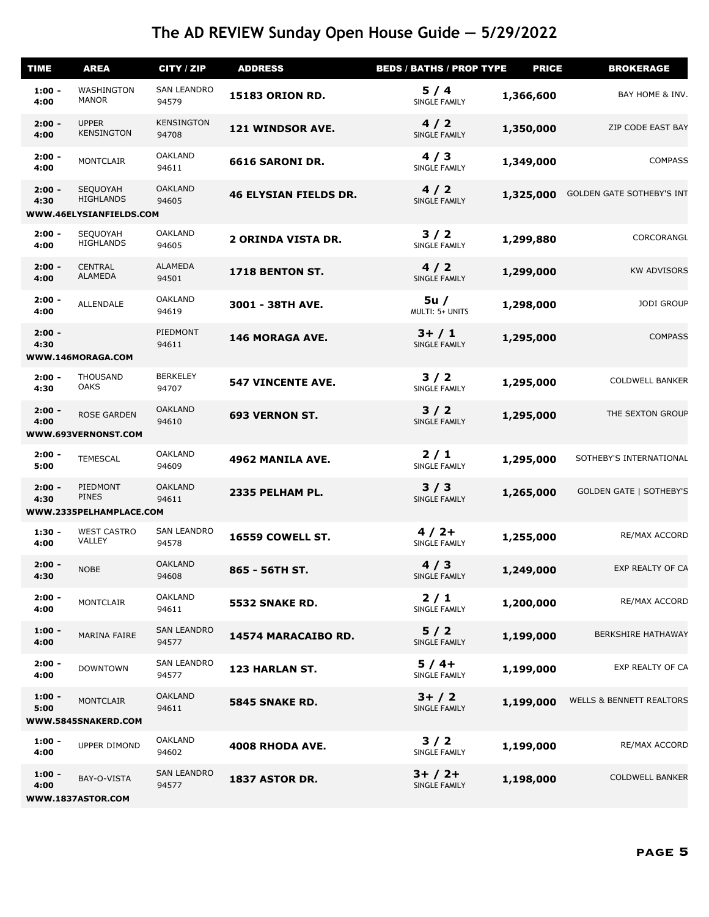# The AD REVIEW Sunday Open House Guide — 5/29/2022

| TIME | AREA | CITY / ZIP | ADDRESS | BEDS / BATHS / PROP TYPE | PRICE | BROKERAGE |
|---|---|---|---|---|---|---|
| 1:00 - 4:00 | WASHINGTON MANOR | SAN LEANDRO 94579 | **15183 ORION RD.** | 5 / 4 SINGLE FAMILY | 1,366,600 | BAY HOME & INV. |
| 2:00 - 4:00 | UPPER KENSINGTON | KENSINGTON 94708 | **121 WINDSOR AVE.** | 4 / 2 SINGLE FAMILY | 1,350,000 | ZIP CODE EAST BAY |
| 2:00 - 4:00 | MONTCLAIR | OAKLAND 94611 | **6616 SARONI DR.** | 4 / 3 SINGLE FAMILY | 1,349,000 | COMPASS |
| 2:00 - 4:30 | SEQUOYAH HIGHLANDS | OAKLAND 94605 | **46 ELYSIAN FIELDS DR.** | 4 / 2 SINGLE FAMILY | 1,325,000 | GOLDEN GATE SOTHEBY'S INT |
| WWW.46ELYSIANFIELDS.COM | | | | | | |
| 2:00 - 4:00 | SEQUOYAH HIGHLANDS | OAKLAND 94605 | **2 ORINDA VISTA DR.** | 3 / 2 SINGLE FAMILY | 1,299,880 | CORCORANGL |
| 2:00 - 4:00 | CENTRAL ALAMEDA | ALAMEDA 94501 | **1718 BENTON ST.** | 4 / 2 SINGLE FAMILY | 1,299,000 | KW ADVISORS |
| 2:00 - 4:00 | ALLENDALE | OAKLAND 94619 | **3001 - 38TH AVE.** | 5u / MULTI: 5+ UNITS | 1,298,000 | JODI GROUP |
| 2:00 - 4:30 | | PIEDMONT 94611 | **146 MORAGA AVE.** | 3+ / 1 SINGLE FAMILY | 1,295,000 | COMPASS |
| WWW.146MORAGA.COM | | | | | | |
| 2:00 - 4:30 | THOUSAND OAKS | BERKELEY 94707 | **547 VINCENTE AVE.** | 3 / 2 SINGLE FAMILY | 1,295,000 | COLDWELL BANKER |
| 2:00 - 4:00 | ROSE GARDEN | OAKLAND 94610 | **693 VERNON ST.** | 3 / 2 SINGLE FAMILY | 1,295,000 | THE SEXTON GROUP |
| WWW.693VERNONST.COM | | | | | | |
| 2:00 - 5:00 | TEMESCAL | OAKLAND 94609 | **4962 MANILA AVE.** | 2 / 1 SINGLE FAMILY | 1,295,000 | SOTHEBY'S INTERNATIONAL |
| 2:00 - 4:30 | PIEDMONT PINES | OAKLAND 94611 | **2335 PELHAM PL.** | 3 / 3 SINGLE FAMILY | 1,265,000 | GOLDEN GATE \| SOTHEBY'S |
| WWW.2335PELHAMPLACE.COM | | | | | | |
| 1:30 - 4:00 | WEST CASTRO VALLEY | SAN LEANDRO 94578 | **16559 COWELL ST.** | 4 / 2+ SINGLE FAMILY | 1,255,000 | RE/MAX ACCORD |
| 2:00 - 4:30 | NOBE | OAKLAND 94608 | **865 - 56TH ST.** | 4 / 3 SINGLE FAMILY | 1,249,000 | EXP REALTY OF CA |
| 2:00 - 4:00 | MONTCLAIR | OAKLAND 94611 | **5532 SNAKE RD.** | 2 / 1 SINGLE FAMILY | 1,200,000 | RE/MAX ACCORD |
| 1:00 - 4:00 | MARINA FAIRE | SAN LEANDRO 94577 | **14574 MARACAIBO RD.** | 5 / 2 SINGLE FAMILY | 1,199,000 | BERKSHIRE HATHAWAY |
| 2:00 - 4:00 | DOWNTOWN | SAN LEANDRO 94577 | **123 HARLAN ST.** | 5 / 4+ SINGLE FAMILY | 1,199,000 | EXP REALTY OF CA |
| 1:00 - 5:00 | MONTCLAIR | OAKLAND 94611 | **5845 SNAKE RD.** | 3+ / 2 SINGLE FAMILY | 1,199,000 | WELLS & BENNETT REALTORS |
| WWW.5845SNAKERD.COM | | | | | | |
| 1:00 - 4:00 | UPPER DIMOND | OAKLAND 94602 | **4008 RHODA AVE.** | 3 / 2 SINGLE FAMILY | 1,199,000 | RE/MAX ACCORD |
| 1:00 - 4:00 | BAY-O-VISTA | SAN LEANDRO 94577 | **1837 ASTOR DR.** | 3+ / 2+ SINGLE FAMILY | 1,198,000 | COLDWELL BANKER |
| WWW.1837ASTOR.COM | | | | | | |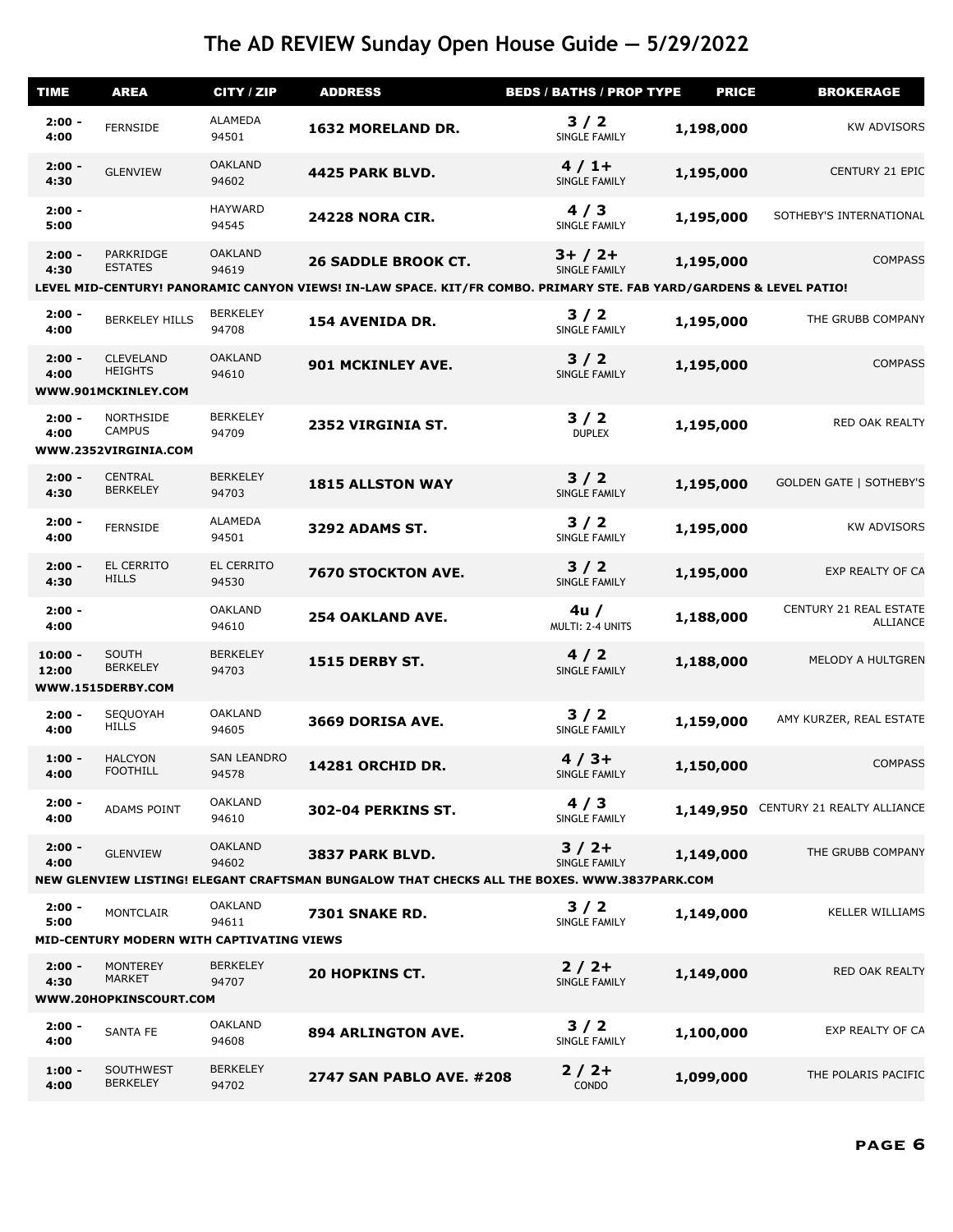# The AD REVIEW Sunday Open House Guide — 5/29/2022

| TIME | AREA | CITY / ZIP | ADDRESS | BEDS / BATHS / PROP TYPE | PRICE | BROKERAGE |
|---|---|---|---|---|---|---|
| 2:00 - 4:00 | FERNSIDE | ALAMEDA 94501 | **1632 MORELAND DR.** | 3 / 2 SINGLE FAMILY | 1,198,000 | KW ADVISORS |
| 2:00 - 4:30 | GLENVIEW | OAKLAND 94602 | **4425 PARK BLVD.** | 4 / 1+ SINGLE FAMILY | 1,195,000 | CENTURY 21 EPIC |
| 2:00 - 5:00 | | HAYWARD 94545 | **24228 NORA CIR.** | 4 / 3 SINGLE FAMILY | 1,195,000 | SOTHEBY'S INTERNATIONAL |
| 2:00 - 4:30 | PARKRIDGE ESTATES | OAKLAND 94619 | **26 SADDLE BROOK CT.** | 3+ / 2+ SINGLE FAMILY | 1,195,000 | COMPASS |
| LEVEL MID-CENTURY! PANORAMIC CANYON VIEWS! IN-LAW SPACE. KIT/FR COMBO. PRIMARY STE. FAB YARD/GARDENS & LEVEL PATIO! | | | | | | |
| 2:00 - 4:00 | BERKELEY HILLS | BERKELEY 94708 | **154 AVENIDA DR.** | 3 / 2 SINGLE FAMILY | 1,195,000 | THE GRUBB COMPANY |
| 2:00 - 4:00 | CLEVELAND HEIGHTS | OAKLAND 94610 | **901 MCKINLEY AVE.** | 3 / 2 SINGLE FAMILY | 1,195,000 | COMPASS |
| WWW.901MCKINLEY.COM | | | | | | |
| 2:00 - 4:00 | NORTHSIDE CAMPUS | BERKELEY 94709 | **2352 VIRGINIA ST.** | 3 / 2 DUPLEX | 1,195,000 | RED OAK REALTY |
| WWW.2352VIRGINIA.COM | | | | | | |
| 2:00 - 4:30 | CENTRAL BERKELEY | BERKELEY 94703 | **1815 ALLSTON WAY** | 3 / 2 SINGLE FAMILY | 1,195,000 | GOLDEN GATE \| SOTHEBY'S |
| 2:00 - 4:00 | FERNSIDE | ALAMEDA 94501 | **3292 ADAMS ST.** | 3 / 2 SINGLE FAMILY | 1,195,000 | KW ADVISORS |
| 2:00 - 4:30 | EL CERRITO HILLS | EL CERRITO 94530 | **7670 STOCKTON AVE.** | 3 / 2 SINGLE FAMILY | 1,195,000 | EXP REALTY OF CA |
| 2:00 - 4:00 | | OAKLAND 94610 | **254 OAKLAND AVE.** | 4u / MULTI: 2-4 UNITS | 1,188,000 | CENTURY 21 REAL ESTATE ALLIANCE |
| 10:00 - 12:00 | SOUTH BERKELEY | BERKELEY 94703 | **1515 DERBY ST.** | 4 / 2 SINGLE FAMILY | 1,188,000 | MELODY A HULTGREN |
| WWW.1515DERBY.COM | | | | | | |
| 2:00 - 4:00 | SEQUOYAH HILLS | OAKLAND 94605 | **3669 DORISA AVE.** | 3 / 2 SINGLE FAMILY | 1,159,000 | AMY KURZER, REAL ESTATE |
| 1:00 - 4:00 | HALCYON FOOTHILL | SAN LEANDRO 94578 | **14281 ORCHID DR.** | 4 / 3+ SINGLE FAMILY | 1,150,000 | COMPASS |
| 2:00 - 4:00 | ADAMS POINT | OAKLAND 94610 | **302-04 PERKINS ST.** | 4 / 3 SINGLE FAMILY | 1,149,950 | CENTURY 21 REALTY ALLIANCE |
| 2:00 - 4:00 | GLENVIEW | OAKLAND 94602 | **3837 PARK BLVD.** | 3 / 2+ SINGLE FAMILY | 1,149,000 | THE GRUBB COMPANY |
| NEW GLENVIEW LISTING! ELEGANT CRAFTSMAN BUNGALOW THAT CHECKS ALL THE BOXES. WWW.3837PARK.COM | | | | | | |
| 2:00 - 5:00 | MONTCLAIR | OAKLAND 94611 | **7301 SNAKE RD.** | 3 / 2 SINGLE FAMILY | 1,149,000 | KELLER WILLIAMS |
| MID-CENTURY MODERN WITH CAPTIVATING VIEWS | | | | | | |
| 2:00 - 4:30 | MONTEREY MARKET | BERKELEY 94707 | **20 HOPKINS CT.** | 2 / 2+ SINGLE FAMILY | 1,149,000 | RED OAK REALTY |
| WWW.20HOPKINSCOURT.COM | | | | | | |
| 2:00 - 4:00 | SANTA FE | OAKLAND 94608 | **894 ARLINGTON AVE.** | 3 / 2 SINGLE FAMILY | 1,100,000 | EXP REALTY OF CA |
| 1:00 - 4:00 | SOUTHWEST BERKELEY | BERKELEY 94702 | **2747 SAN PABLO AVE. #208** | 2 / 2+ CONDO | 1,099,000 | THE POLARIS PACIFIC |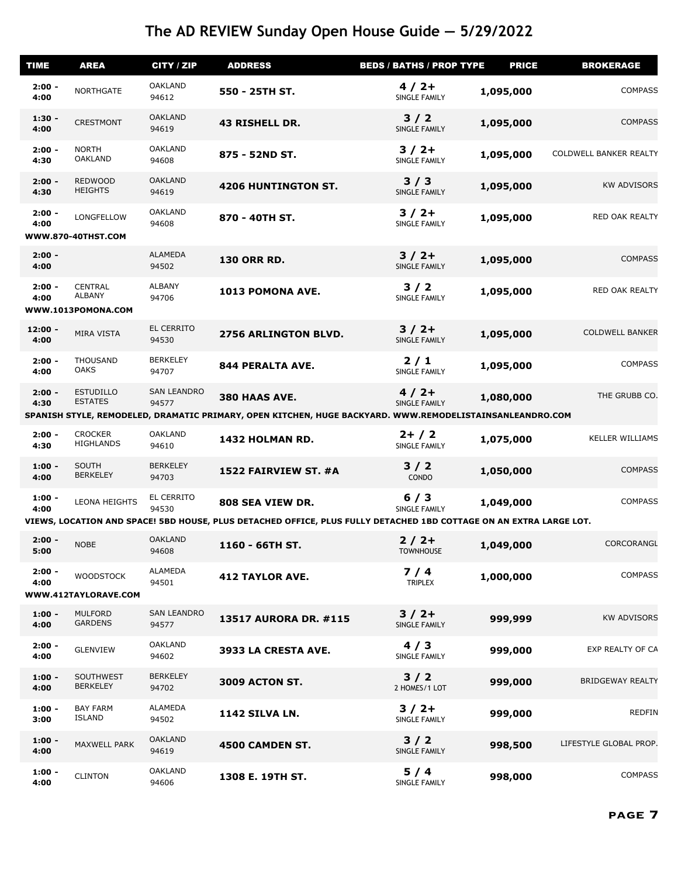# The AD REVIEW Sunday Open House Guide — 5/29/2022

| TIME | AREA | CITY / ZIP | ADDRESS | BEDS / BATHS / PROP TYPE | PRICE | BROKERAGE |
|---|---|---|---|---|---|---|
| 2:00 - 4:00 | NORTHGATE | OAKLAND 94612 | **550 - 25TH ST.** | 4 / 2+ SINGLE FAMILY | 1,095,000 | COMPASS |
| 1:30 - 4:00 | CRESTMONT | OAKLAND 94619 | **43 RISHELL DR.** | 3 / 2 SINGLE FAMILY | 1,095,000 | COMPASS |
| 2:00 - 4:30 | NORTH OAKLAND | OAKLAND 94608 | **875 - 52ND ST.** | 3 / 2+ SINGLE FAMILY | 1,095,000 | COLDWELL BANKER REALTY |
| 2:00 - 4:30 | REDWOOD HEIGHTS | OAKLAND 94619 | **4206 HUNTINGTON ST.** | 3 / 3 SINGLE FAMILY | 1,095,000 | KW ADVISORS |
| 2:00 - 4:00 | LONGFELLOW | OAKLAND 94608 | **870 - 40TH ST.** | 3 / 2+ SINGLE FAMILY | 1,095,000 | RED OAK REALTY |
| **WWW.870-40THST.COM** | | | | | | |
| 2:00 - 4:00 | | ALAMEDA 94502 | **130 ORR RD.** | 3 / 2+ SINGLE FAMILY | 1,095,000 | COMPASS |
| 2:00 - 4:00 | CENTRAL ALBANY | ALBANY 94706 | **1013 POMONA AVE.** | 3 / 2 SINGLE FAMILY | 1,095,000 | RED OAK REALTY |
| **WWW.1013POMONA.COM** | | | | | | |
| 12:00 - 4:00 | MIRA VISTA | EL CERRITO 94530 | **2756 ARLINGTON BLVD.** | 3 / 2+ SINGLE FAMILY | 1,095,000 | COLDWELL BANKER |
| 2:00 - 4:00 | THOUSAND OAKS | BERKELEY 94707 | **844 PERALTA AVE.** | 2 / 1 SINGLE FAMILY | 1,095,000 | COMPASS |
| 2:00 - 4:30 | ESTUDILLO ESTATES | SAN LEANDRO 94577 | **380 HAAS AVE.** | 4 / 2+ SINGLE FAMILY | 1,080,000 | THE GRUBB CO. |
| **SPANISH STYLE, REMODELED, DRAMATIC PRIMARY, OPEN KITCHEN, HUGE BACKYARD. WWW.REMODELISTAINSANLEANDRO.COM** | | | | | | |
| 2:00 - 4:30 | CROCKER HIGHLANDS | OAKLAND 94610 | **1432 HOLMAN RD.** | 2+ / 2 SINGLE FAMILY | 1,075,000 | KELLER WILLIAMS |
| 1:00 - 4:00 | SOUTH BERKELEY | BERKELEY 94703 | **1522 FAIRVIEW ST. #A** | 3 / 2 CONDO | 1,050,000 | COMPASS |
| 1:00 - 4:00 | LEONA HEIGHTS | EL CERRITO 94530 | **808 SEA VIEW DR.** | 6 / 3 SINGLE FAMILY | 1,049,000 | COMPASS |
| **VIEWS, LOCATION AND SPACE! 5BD HOUSE, PLUS DETACHED OFFICE, PLUS FULLY DETACHED 1BD COTTAGE ON AN EXTRA LARGE LOT.** | | | | | | |
| 2:00 - 5:00 | NOBE | OAKLAND 94608 | **1160 - 66TH ST.** | 2 / 2+ TOWNHOUSE | 1,049,000 | CORCORANGL |
| 2:00 - 4:00 | WOODSTOCK | ALAMEDA 94501 | **412 TAYLOR AVE.** | 7 / 4 TRIPLEX | 1,000,000 | COMPASS |
| **WWW.412TAYLORAVE.COM** | | | | | | |
| 1:00 - 4:00 | MULFORD GARDENS | SAN LEANDRO 94577 | **13517 AURORA DR. #115** | 3 / 2+ SINGLE FAMILY | 999,999 | KW ADVISORS |
| 2:00 - 4:00 | GLENVIEW | OAKLAND 94602 | **3933 LA CRESTA AVE.** | 4 / 3 SINGLE FAMILY | 999,000 | EXP REALTY OF CA |
| 1:00 - 4:00 | SOUTHWEST BERKELEY | BERKELEY 94702 | **3009 ACTON ST.** | 3 / 2 2 HOMES/1 LOT | 999,000 | BRIDGEWAY REALTY |
| 1:00 - 3:00 | BAY FARM ISLAND | ALAMEDA 94502 | **1142 SILVA LN.** | 3 / 2+ SINGLE FAMILY | 999,000 | REDFIN |
| 1:00 - 4:00 | MAXWELL PARK | OAKLAND 94619 | **4500 CAMDEN ST.** | 3 / 2 SINGLE FAMILY | 998,500 | LIFESTYLE GLOBAL PROP. |
| 1:00 - 4:00 | CLINTON | OAKLAND 94606 | **1308 E. 19TH ST.** | 5 / 4 SINGLE FAMILY | 998,000 | COMPASS |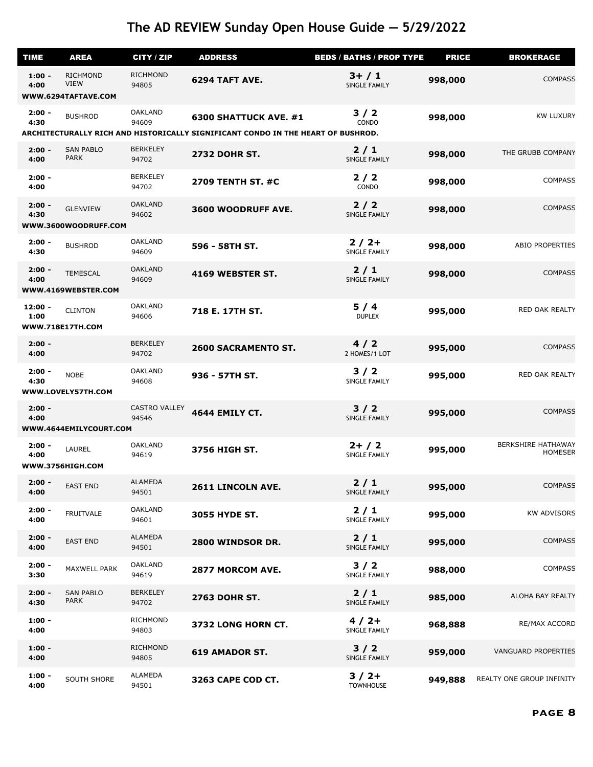# The AD REVIEW Sunday Open House Guide — 5/29/2022

| TIME | AREA | CITY / ZIP | ADDRESS | BEDS / BATHS / PROP TYPE | PRICE | BROKERAGE |
|---|---|---|---|---|---|---|
| 1:00 - 4:00 | RICHMOND VIEW | RICHMOND 94805 | **6294 TAFT AVE.** | 3+ / 1 SINGLE FAMILY | 998,000 | COMPASS |
| WWW.6294TAFTAVE.COM | | | | | | |
| 2:00 - 4:30 | BUSHROD | OAKLAND 94609 | **6300 SHATTUCK AVE. #1** | 3 / 2 CONDO | 998,000 | KW LUXURY |
| ARCHITECTURALLY RICH AND HISTORICALLY SIGNIFICANT CONDO IN THE HEART OF BUSHROD. | | | | | | |
| 2:00 - 4:00 | SAN PABLO PARK | BERKELEY 94702 | **2732 DOHR ST.** | 2 / 1 SINGLE FAMILY | 998,000 | THE GRUBB COMPANY |
| 2:00 - 4:00 | | BERKELEY 94702 | **2709 TENTH ST. #C** | 2 / 2 CONDO | 998,000 | COMPASS |
| 2:00 - 4:30 | GLENVIEW | OAKLAND 94602 | **3600 WOODRUFF AVE.** | 2 / 2 SINGLE FAMILY | 998,000 | COMPASS |
| WWW.3600WOODRUFF.COM | | | | | | |
| 2:00 - 4:30 | BUSHROD | OAKLAND 94609 | **596 - 58TH ST.** | 2 / 2+ SINGLE FAMILY | 998,000 | ABIO PROPERTIES |
| 2:00 - 4:00 | TEMESCAL | OAKLAND 94609 | **4169 WEBSTER ST.** | 2 / 1 SINGLE FAMILY | 998,000 | COMPASS |
| WWW.4169WEBSTER.COM | | | | | | |
| 12:00 - 1:00 | CLINTON | OAKLAND 94606 | **718 E. 17TH ST.** | 5 / 4 DUPLEX | 995,000 | RED OAK REALTY |
| WWW.718E17TH.COM | | | | | | |
| 2:00 - 4:00 | | BERKELEY 94702 | **2600 SACRAMENTO ST.** | 4 / 2 2 HOMES/1 LOT | 995,000 | COMPASS |
| 2:00 - 4:30 | NOBE | OAKLAND 94608 | **936 - 57TH ST.** | 3 / 2 SINGLE FAMILY | 995,000 | RED OAK REALTY |
| WWW.LOVELY57TH.COM | | | | | | |
| 2:00 - 4:00 | | CASTRO VALLEY 94546 | **4644 EMILY CT.** | 3 / 2 SINGLE FAMILY | 995,000 | COMPASS |
| WWW.4644EMILYCOURT.COM | | | | | | |
| 2:00 - 4:00 | LAUREL | OAKLAND 94619 | **3756 HIGH ST.** | 2+ / 2 SINGLE FAMILY | 995,000 | BERKSHIRE HATHAWAY HOMESER |
| WWW.3756HIGH.COM | | | | | | |
| 2:00 - 4:00 | EAST END | ALAMEDA 94501 | **2611 LINCOLN AVE.** | 2 / 1 SINGLE FAMILY | 995,000 | COMPASS |
| 2:00 - 4:00 | FRUITVALE | OAKLAND 94601 | **3055 HYDE ST.** | 2 / 1 SINGLE FAMILY | 995,000 | KW ADVISORS |
| 2:00 - 4:00 | EAST END | ALAMEDA 94501 | **2800 WINDSOR DR.** | 2 / 1 SINGLE FAMILY | 995,000 | COMPASS |
| 2:00 - 3:30 | MAXWELL PARK | OAKLAND 94619 | **2877 MORCOM AVE.** | 3 / 2 SINGLE FAMILY | 988,000 | COMPASS |
| 2:00 - 4:30 | SAN PABLO PARK | BERKELEY 94702 | **2763 DOHR ST.** | 2 / 1 SINGLE FAMILY | 985,000 | ALOHA BAY REALTY |
| 1:00 - 4:00 | | RICHMOND 94803 | **3732 LONG HORN CT.** | 4 / 2+ SINGLE FAMILY | 968,888 | RE/MAX ACCORD |
| 1:00 - 4:00 | | RICHMOND 94805 | **619 AMADOR ST.** | 3 / 2 SINGLE FAMILY | 959,000 | VANGUARD PROPERTIES |
| 1:00 - 4:00 | SOUTH SHORE | ALAMEDA 94501 | **3263 CAPE COD CT.** | 3 / 2+ TOWNHOUSE | 949,888 | REALTY ONE GROUP INFINITY |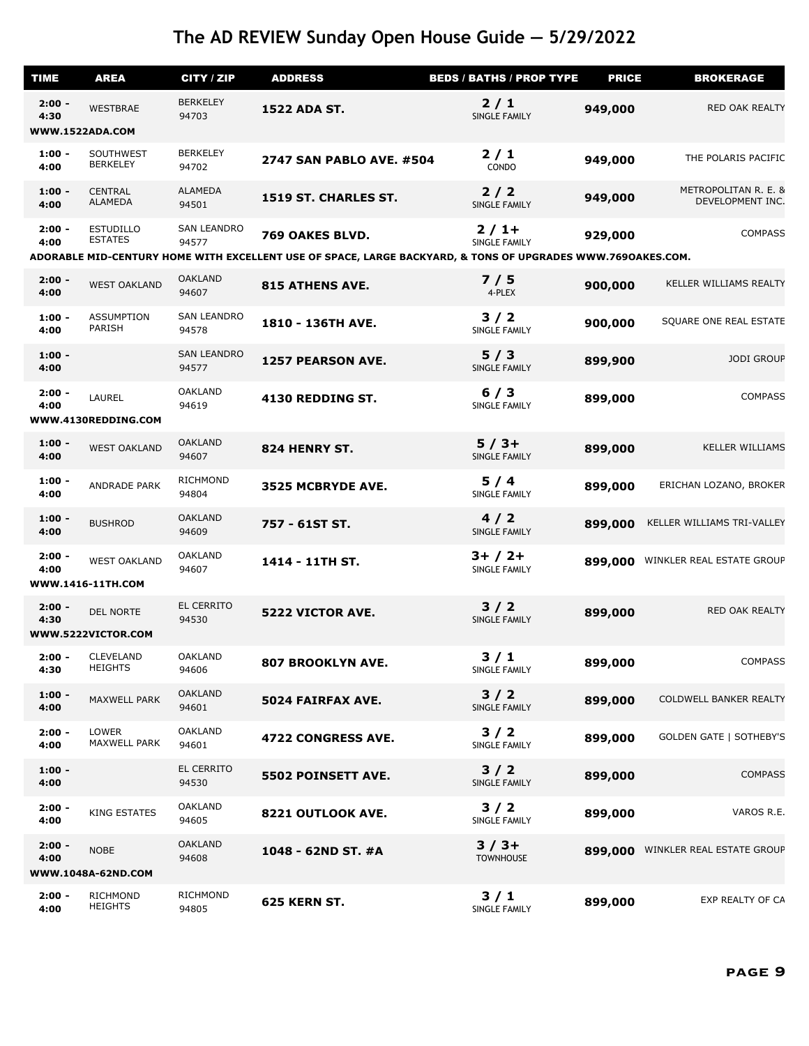# The AD REVIEW Sunday Open House Guide — 5/29/2022

| TIME | AREA | CITY / ZIP | ADDRESS | BEDS / BATHS / PROP TYPE | PRICE | BROKERAGE |
|---|---|---|---|---|---|---|
| 2:00 - 4:30 | WESTBRAE | BERKELEY 94703 | **1522 ADA ST.** | 2 / 1 SINGLE FAMILY | 949,000 | RED OAK REALTY |
| WWW.1522ADA.COM | | | | | | |
| 1:00 - 4:00 | SOUTHWEST BERKELEY | BERKELEY 94702 | **2747 SAN PABLO AVE. #504** | 2 / 1 CONDO | 949,000 | THE POLARIS PACIFIC |
| 1:00 - 4:00 | CENTRAL ALAMEDA | ALAMEDA 94501 | **1519 ST. CHARLES ST.** | 2 / 2 SINGLE FAMILY | 949,000 | METROPOLITAN R. E. & DEVELOPMENT INC. |
| 2:00 - 4:00 | ESTUDILLO ESTATES | SAN LEANDRO 94577 | **769 OAKES BLVD.** | 2 / 1+ SINGLE FAMILY | 929,000 | COMPASS |
| ADORABLE MID-CENTURY HOME WITH EXCELLENT USE OF SPACE, LARGE BACKYARD, & TONS OF UPGRADES WWW.769OAKES.COM. | | | | | | |
| 2:00 - 4:00 | WEST OAKLAND | OAKLAND 94607 | **815 ATHENS AVE.** | 7 / 5 4-PLEX | 900,000 | KELLER WILLIAMS REALTY |
| 1:00 - 4:00 | ASSUMPTION PARISH | SAN LEANDRO 94578 | **1810 - 136TH AVE.** | 3 / 2 SINGLE FAMILY | 900,000 | SQUARE ONE REAL ESTATE |
| 1:00 - 4:00 | | SAN LEANDRO 94577 | **1257 PEARSON AVE.** | 5 / 3 SINGLE FAMILY | 899,900 | JODI GROUP |
| 2:00 - 4:00 | LAUREL | OAKLAND 94619 | **4130 REDDING ST.** | 6 / 3 SINGLE FAMILY | 899,000 | COMPASS |
| WWW.4130REDDING.COM | | | | | | |
| 1:00 - 4:00 | WEST OAKLAND | OAKLAND 94607 | **824 HENRY ST.** | 5 / 3+ SINGLE FAMILY | 899,000 | KELLER WILLIAMS |
| 1:00 - 4:00 | ANDRADE PARK | RICHMOND 94804 | **3525 MCBRYDE AVE.** | 5 / 4 SINGLE FAMILY | 899,000 | ERICHAN LOZANO, BROKER |
| 1:00 - 4:00 | BUSHROD | OAKLAND 94609 | **757 - 61ST ST.** | 4 / 2 SINGLE FAMILY | 899,000 | KELLER WILLIAMS TRI-VALLEY |
| 2:00 - 4:00 | WEST OAKLAND | OAKLAND 94607 | **1414 - 11TH ST.** | 3+ / 2+ SINGLE FAMILY | 899,000 | WINKLER REAL ESTATE GROUP |
| WWW.1416-11TH.COM | | | | | | |
| 2:00 - 4:30 | DEL NORTE | EL CERRITO 94530 | **5222 VICTOR AVE.** | 3 / 2 SINGLE FAMILY | 899,000 | RED OAK REALTY |
| WWW.5222VICTOR.COM | | | | | | |
| 2:00 - 4:30 | CLEVELAND HEIGHTS | OAKLAND 94606 | **807 BROOKLYN AVE.** | 3 / 1 SINGLE FAMILY | 899,000 | COMPASS |
| 1:00 - 4:00 | MAXWELL PARK | OAKLAND 94601 | **5024 FAIRFAX AVE.** | 3 / 2 SINGLE FAMILY | 899,000 | COLDWELL BANKER REALTY |
| 2:00 - 4:00 | LOWER MAXWELL PARK | OAKLAND 94601 | **4722 CONGRESS AVE.** | 3 / 2 SINGLE FAMILY | 899,000 | GOLDEN GATE \| SOTHEBY'S |
| 1:00 - 4:00 | | EL CERRITO 94530 | **5502 POINSETT AVE.** | 3 / 2 SINGLE FAMILY | 899,000 | COMPASS |
| 2:00 - 4:00 | KING ESTATES | OAKLAND 94605 | **8221 OUTLOOK AVE.** | 3 / 2 SINGLE FAMILY | 899,000 | VAROS R.E. |
| 2:00 - 4:00 | NOBE | OAKLAND 94608 | **1048 - 62ND ST. #A** | 3 / 3+ TOWNHOUSE | 899,000 | WINKLER REAL ESTATE GROUP |
| WWW.1048A-62ND.COM | | | | | | |
| 2:00 - 4:00 | RICHMOND HEIGHTS | RICHMOND 94805 | **625 KERN ST.** | 3 / 1 SINGLE FAMILY | 899,000 | EXP REALTY OF CA |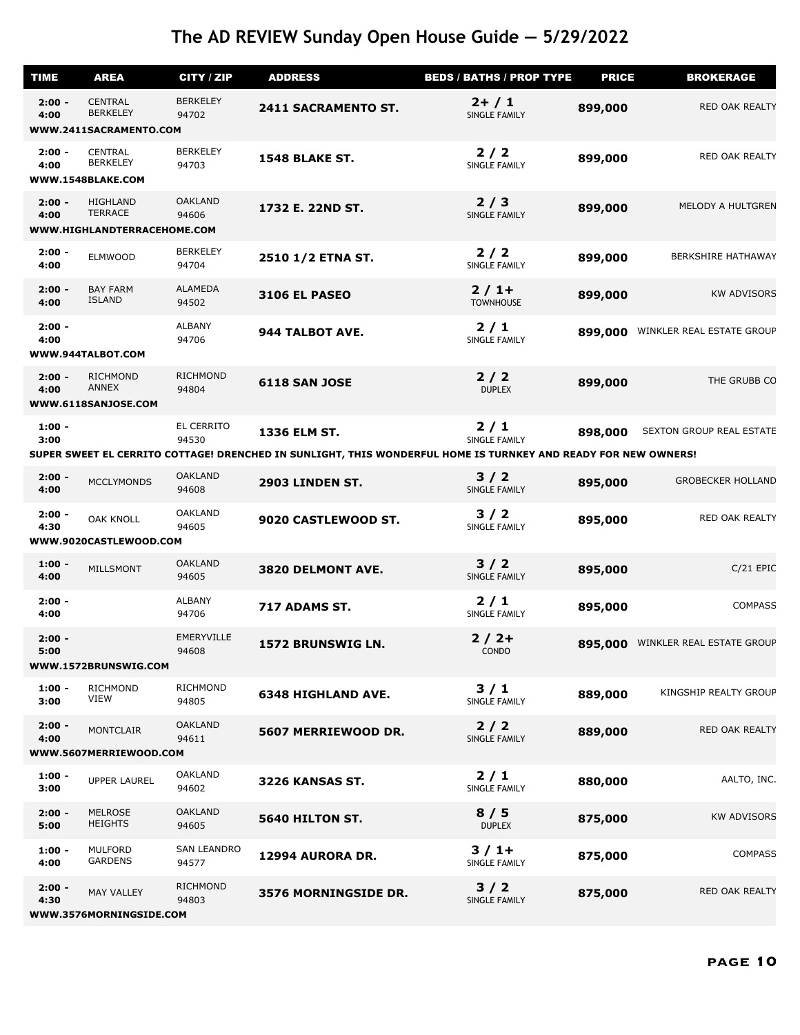# The AD REVIEW Sunday Open House Guide — 5/29/2022

| TIME | AREA | CITY / ZIP | ADDRESS | BEDS / BATHS / PROP TYPE | PRICE | BROKERAGE |
|---|---|---|---|---|---|---|
| 2:00 - 4:00 | CENTRAL BERKELEY | BERKELEY 94702 | **2411 SACRAMENTO ST.** | 2+ / 1 SINGLE FAMILY | 899,000 | RED OAK REALTY |
| WWW.2411SACRAMENTO.COM | | | | | | |
| 2:00 - 4:00 | CENTRAL BERKELEY | BERKELEY 94703 | **1548 BLAKE ST.** | 2 / 2 SINGLE FAMILY | 899,000 | RED OAK REALTY |
| WWW.1548BLAKE.COM | | | | | | |
| 2:00 - 4:00 | HIGHLAND TERRACE | OAKLAND 94606 | **1732 E. 22ND ST.** | 2 / 3 SINGLE FAMILY | 899,000 | MELODY A HULTGREN |
| WWW.HIGHLANDTERRACEHOME.COM | | | | | | |
| 2:00 - 4:00 | ELMWOOD | BERKELEY 94704 | **2510 1/2 ETNA ST.** | 2 / 2 SINGLE FAMILY | 899,000 | BERKSHIRE HATHAWAY |
| 2:00 - 4:00 | BAY FARM ISLAND | ALAMEDA 94502 | **3106 EL PASEO** | 2 / 1+ TOWNHOUSE | 899,000 | KW ADVISORS |
| 2:00 - 4:00 | | ALBANY 94706 | **944 TALBOT AVE.** | 2 / 1 SINGLE FAMILY | 899,000 | WINKLER REAL ESTATE GROUP |
| WWW.944TALBOT.COM | | | | | | |
| 2:00 - 4:00 | RICHMOND ANNEX | RICHMOND 94804 | **6118 SAN JOSE** | 2 / 2 DUPLEX | 899,000 | THE GRUBB CO |
| WWW.6118SANJOSE.COM | | | | | | |
| 1:00 - 3:00 | | EL CERRITO 94530 | **1336 ELM ST.** | 2 / 1 SINGLE FAMILY | 898,000 | SEXTON GROUP REAL ESTATE |
| SUPER SWEET EL CERRITO COTTAGE! DRENCHED IN SUNLIGHT, THIS WONDERFUL HOME IS TURNKEY AND READY FOR NEW OWNERS! | | | | | | |
| 2:00 - 4:00 | MCCLYMONDS | OAKLAND 94608 | **2903 LINDEN ST.** | 3 / 2 SINGLE FAMILY | 895,000 | GROBECKER HOLLAND |
| 2:00 - 4:30 | OAK KNOLL | OAKLAND 94605 | **9020 CASTLEWOOD ST.** | 3 / 2 SINGLE FAMILY | 895,000 | RED OAK REALTY |
| WWW.9020CASTLEWOOD.COM | | | | | | |
| 1:00 - 4:00 | MILLSMONT | OAKLAND 94605 | **3820 DELMONT AVE.** | 3 / 2 SINGLE FAMILY | 895,000 | C/21 EPIC |
| 2:00 - 4:00 | | ALBANY 94706 | **717 ADAMS ST.** | 2 / 1 SINGLE FAMILY | 895,000 | COMPASS |
| 2:00 - 5:00 | | EMERYVILLE 94608 | **1572 BRUNSWIG LN.** | 2 / 2+ CONDO | 895,000 | WINKLER REAL ESTATE GROUP |
| WWW.1572BRUNSWIG.COM | | | | | | |
| 1:00 - 3:00 | RICHMOND VIEW | RICHMOND 94805 | **6348 HIGHLAND AVE.** | 3 / 1 SINGLE FAMILY | 889,000 | KINGSHIP REALTY GROUP |
| 2:00 - 4:00 | MONTCLAIR | OAKLAND 94611 | **5607 MERRIEWOOD DR.** | 2 / 2 SINGLE FAMILY | 889,000 | RED OAK REALTY |
| WWW.5607MERRIEWOOD.COM | | | | | | |
| 1:00 - 3:00 | UPPER LAUREL | OAKLAND 94602 | **3226 KANSAS ST.** | 2 / 1 SINGLE FAMILY | 880,000 | AALTO, INC. |
| 2:00 - 5:00 | MELROSE HEIGHTS | OAKLAND 94605 | **5640 HILTON ST.** | 8 / 5 DUPLEX | 875,000 | KW ADVISORS |
| 1:00 - 4:00 | MULFORD GARDENS | SAN LEANDRO 94577 | **12994 AURORA DR.** | 3 / 1+ SINGLE FAMILY | 875,000 | COMPASS |
| 2:00 - 4:30 | MAY VALLEY | RICHMOND 94803 | **3576 MORNINGSIDE DR.** | 3 / 2 SINGLE FAMILY | 875,000 | RED OAK REALTY |
| WWW.3576MORNINGSIDE.COM | | | | | | |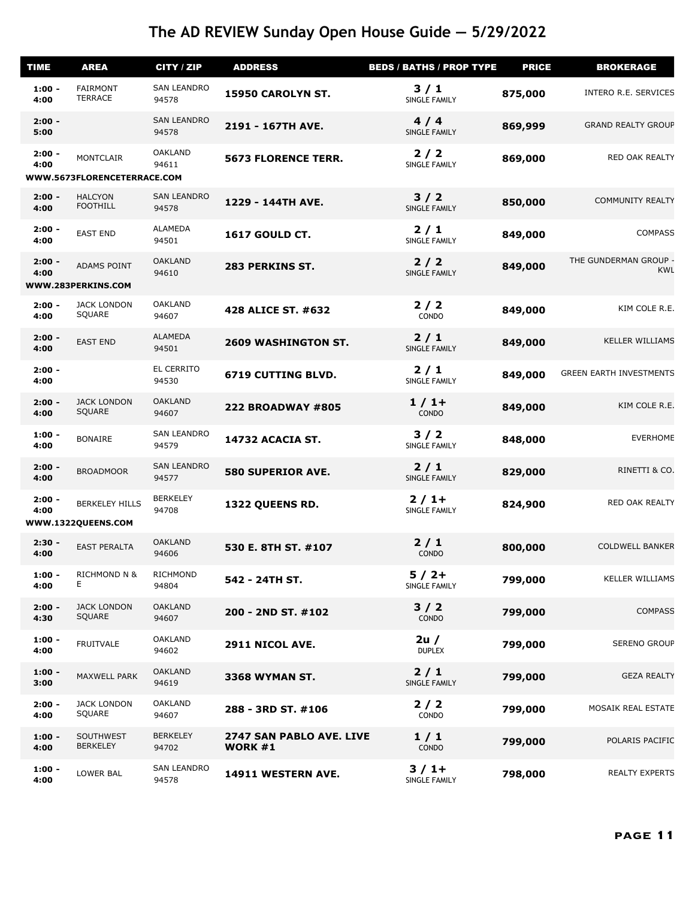# The AD REVIEW Sunday Open House Guide — 5/29/2022

| TIME | AREA | CITY / ZIP | ADDRESS | BEDS / BATHS / PROP TYPE | PRICE | BROKERAGE |
|---|---|---|---|---|---|---|
| 1:00 - 4:00 | FAIRMONT TERRACE | SAN LEANDRO 94578 | **15950 CAROLYN ST.** | **3 / 1** SINGLE FAMILY | **875,000** | INTERO R.E. SERVICES |
| 2:00 - 5:00 | | SAN LEANDRO 94578 | **2191 - 167TH AVE.** | **4 / 4** SINGLE FAMILY | **869,999** | GRAND REALTY GROUP |
| 2:00 - 4:00 | MONTCLAIR | OAKLAND 94611 | **5673 FLORENCE TERR.** | **2 / 2** SINGLE FAMILY | **869,000** | RED OAK REALTY |
| WWW.5673FLORENCETERRACE.COM | | | | | | |
| 2:00 - 4:00 | HALCYON FOOTHILL | SAN LEANDRO 94578 | **1229 - 144TH AVE.** | **3 / 2** SINGLE FAMILY | **850,000** | COMMUNITY REALTY |
| 2:00 - 4:00 | EAST END | ALAMEDA 94501 | **1617 GOULD CT.** | **2 / 1** SINGLE FAMILY | **849,000** | COMPASS |
| 2:00 - 4:00 | ADAMS POINT | OAKLAND 94610 | **283 PERKINS ST.** | **2 / 2** SINGLE FAMILY | **849,000** | THE GUNDERMAN GROUP - KWL |
| WWW.283PERKINS.COM | | | | | | |
| 2:00 - 4:00 | JACK LONDON SQUARE | OAKLAND 94607 | **428 ALICE ST. #632** | **2 / 2** CONDO | **849,000** | KIM COLE R.E. |
| 2:00 - 4:00 | EAST END | ALAMEDA 94501 | **2609 WASHINGTON ST.** | **2 / 1** SINGLE FAMILY | **849,000** | KELLER WILLIAMS |
| 2:00 - 4:00 | | EL CERRITO 94530 | **6719 CUTTING BLVD.** | **2 / 1** SINGLE FAMILY | **849,000** | GREEN EARTH INVESTMENTS |
| 2:00 - 4:00 | JACK LONDON SQUARE | OAKLAND 94607 | **222 BROADWAY #805** | **1 / 1+** CONDO | **849,000** | KIM COLE R.E. |
| 1:00 - 4:00 | BONAIRE | SAN LEANDRO 94579 | **14732 ACACIA ST.** | **3 / 2** SINGLE FAMILY | **848,000** | EVERHOME |
| 2:00 - 4:00 | BROADMOOR | SAN LEANDRO 94577 | **580 SUPERIOR AVE.** | **2 / 1** SINGLE FAMILY | **829,000** | RINETTI & CO. |
| 2:00 - 4:00 | BERKELEY HILLS | BERKELEY 94708 | **1322 QUEENS RD.** | **2 / 1+** SINGLE FAMILY | **824,900** | RED OAK REALTY |
| WWW.1322QUEENS.COM | | | | | | |
| 2:30 - 4:00 | EAST PERALTA | OAKLAND 94606 | **530 E. 8TH ST. #107** | **2 / 1** CONDO | **800,000** | COLDWELL BANKER |
| 1:00 - 4:00 | RICHMOND N & E | RICHMOND 94804 | **542 - 24TH ST.** | **5 / 2+** SINGLE FAMILY | **799,000** | KELLER WILLIAMS |
| 2:00 - 4:30 | JACK LONDON SQUARE | OAKLAND 94607 | **200 - 2ND ST. #102** | **3 / 2** CONDO | **799,000** | COMPASS |
| 1:00 - 4:00 | FRUITVALE | OAKLAND 94602 | **2911 NICOL AVE.** | **2u /** DUPLEX | **799,000** | SERENO GROUP |
| 1:00 - 3:00 | MAXWELL PARK | OAKLAND 94619 | **3368 WYMAN ST.** | **2 / 1** SINGLE FAMILY | **799,000** | GEZA REALTY |
| 2:00 - 4:00 | JACK LONDON SQUARE | OAKLAND 94607 | **288 - 3RD ST. #106** | **2 / 2** CONDO | **799,000** | MOSAIK REAL ESTATE |
| 1:00 - 4:00 | SOUTHWEST BERKELEY | BERKELEY 94702 | **2747 SAN PABLO AVE. LIVE WORK #1** | **1 / 1** CONDO | **799,000** | POLARIS PACIFIC |
| 1:00 - 4:00 | LOWER BAL | SAN LEANDRO 94578 | **14911 WESTERN AVE.** | **3 / 1+** SINGLE FAMILY | **798,000** | REALTY EXPERTS |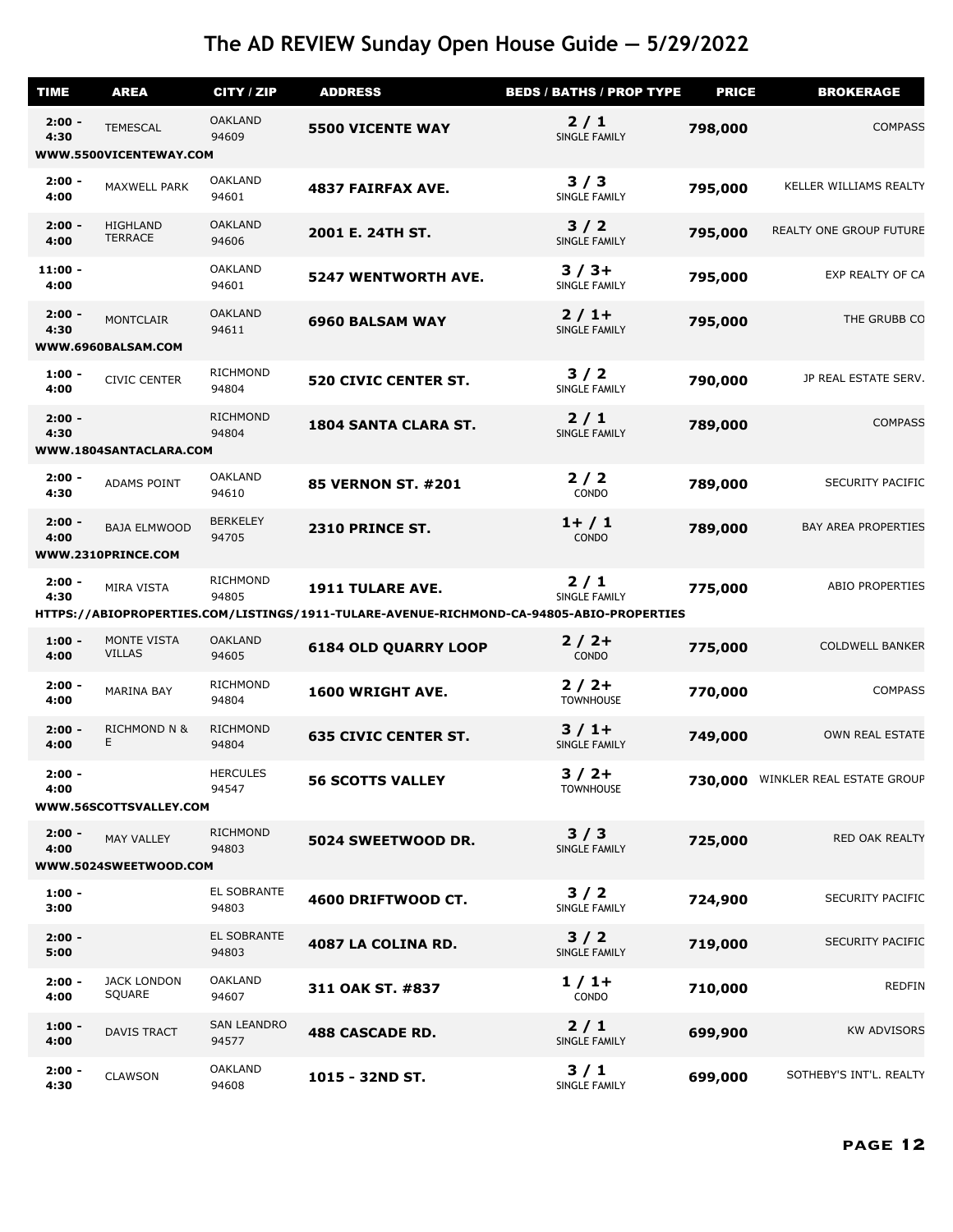# The AD REVIEW Sunday Open House Guide — 5/29/2022

| TIME | AREA | CITY / ZIP | ADDRESS | BEDS / BATHS / PROP TYPE | PRICE | BROKERAGE |
|---|---|---|---|---|---|---|
| 2:00 - 4:30 | TEMESCAL | OAKLAND 94609 | **5500 VICENTE WAY** | 2 / 1 SINGLE FAMILY | 798,000 | COMPASS |
| WWW.5500VICENTEWAY.COM | | | | | | |
| 2:00 - 4:00 | MAXWELL PARK | OAKLAND 94601 | **4837 FAIRFAX AVE.** | 3 / 3 SINGLE FAMILY | 795,000 | KELLER WILLIAMS REALTY |
| 2:00 - 4:00 | HIGHLAND TERRACE | OAKLAND 94606 | **2001 E. 24TH ST.** | 3 / 2 SINGLE FAMILY | 795,000 | REALTY ONE GROUP FUTURE |
| 11:00 - 4:00 | | OAKLAND 94601 | **5247 WENTWORTH AVE.** | 3 / 3+ SINGLE FAMILY | 795,000 | EXP REALTY OF CA |
| 2:00 - 4:30 | MONTCLAIR | OAKLAND 94611 | **6960 BALSAM WAY** | 2 / 1+ SINGLE FAMILY | 795,000 | THE GRUBB CO |
| WWW.6960BALSAM.COM | | | | | | |
| 1:00 - 4:00 | CIVIC CENTER | RICHMOND 94804 | **520 CIVIC CENTER ST.** | 3 / 2 SINGLE FAMILY | 790,000 | JP REAL ESTATE SERV. |
| 2:00 - 4:30 | | RICHMOND 94804 | **1804 SANTA CLARA ST.** | 2 / 1 SINGLE FAMILY | 789,000 | COMPASS |
| WWW.1804SANTACLARA.COM | | | | | | |
| 2:00 - 4:30 | ADAMS POINT | OAKLAND 94610 | **85 VERNON ST. #201** | 2 / 2 CONDO | 789,000 | SECURITY PACIFIC |
| 2:00 - 4:00 | BAJA ELMWOOD | BERKELEY 94705 | **2310 PRINCE ST.** | 1+ / 1 CONDO | 789,000 | BAY AREA PROPERTIES |
| WWW.2310PRINCE.COM | | | | | | |
| 2:00 - 4:30 | MIRA VISTA | RICHMOND 94805 | **1911 TULARE AVE.** | 2 / 1 SINGLE FAMILY | 775,000 | ABIO PROPERTIES |
| HTTPS://ABIOPROPERTIES.COM/LISTINGS/1911-TULARE-AVENUE-RICHMOND-CA-94805-ABIO-PROPERTIES | | | | | | |
| 1:00 - 4:00 | MONTE VISTA VILLAS | OAKLAND 94605 | **6184 OLD QUARRY LOOP** | 2 / 2+ CONDO | 775,000 | COLDWELL BANKER |
| 2:00 - 4:00 | MARINA BAY | RICHMOND 94804 | **1600 WRIGHT AVE.** | 2 / 2+ TOWNHOUSE | 770,000 | COMPASS |
| 2:00 - 4:00 | RICHMOND N & E | RICHMOND 94804 | **635 CIVIC CENTER ST.** | 3 / 1+ SINGLE FAMILY | 749,000 | OWN REAL ESTATE |
| 2:00 - 4:00 | | HERCULES 94547 | **56 SCOTTS VALLEY** | 3 / 2+ TOWNHOUSE | 730,000 | WINKLER REAL ESTATE GROUP |
| WWW.56SCOTTSVALLEY.COM | | | | | | |
| 2:00 - 4:00 | MAY VALLEY | RICHMOND 94803 | **5024 SWEETWOOD DR.** | 3 / 3 SINGLE FAMILY | 725,000 | RED OAK REALTY |
| WWW.5024SWEETWOOD.COM | | | | | | |
| 1:00 - 3:00 | | EL SOBRANTE 94803 | **4600 DRIFTWOOD CT.** | 3 / 2 SINGLE FAMILY | 724,900 | SECURITY PACIFIC |
| 2:00 - 5:00 | | EL SOBRANTE 94803 | **4087 LA COLINA RD.** | 3 / 2 SINGLE FAMILY | 719,000 | SECURITY PACIFIC |
| 2:00 - 4:00 | JACK LONDON SQUARE | OAKLAND 94607 | **311 OAK ST. #837** | 1 / 1+ CONDO | 710,000 | REDFIN |
| 1:00 - 4:00 | DAVIS TRACT | SAN LEANDRO 94577 | **488 CASCADE RD.** | 2 / 1 SINGLE FAMILY | 699,900 | KW ADVISORS |
| 2:00 - 4:30 | CLAWSON | OAKLAND 94608 | **1015 - 32ND ST.** | 3 / 1 SINGLE FAMILY | 699,000 | SOTHEBY'S INT'L. REALTY |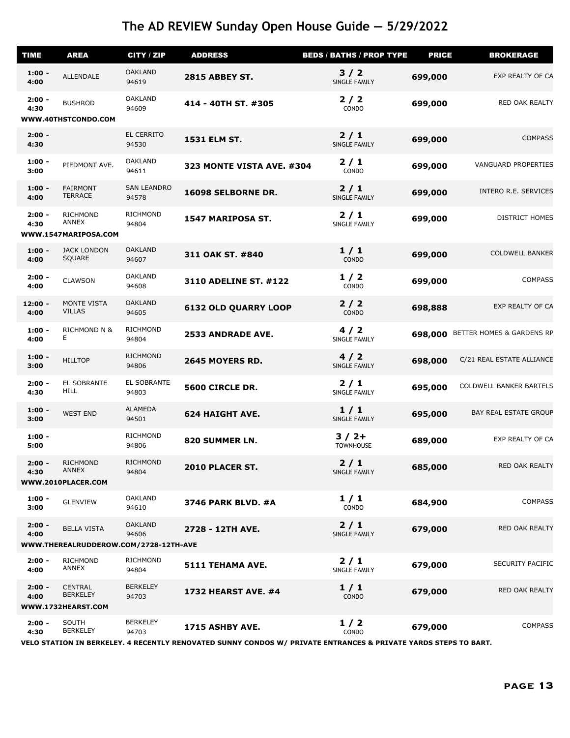# The AD REVIEW Sunday Open House Guide — 5/29/2022

| TIME | AREA | CITY / ZIP | ADDRESS | BEDS / BATHS / PROP TYPE | PRICE | BROKERAGE |
|---|---|---|---|---|---|---|
| 1:00 - 4:00 | ALLENDALE | OAKLAND 94619 | **2815 ABBEY ST.** | 3 / 2 SINGLE FAMILY | 699,000 | EXP REALTY OF CA |
| 2:00 - 4:30 | BUSHROD | OAKLAND 94609 | **414 - 40TH ST. #305** | 2 / 2 CONDO | 699,000 | RED OAK REALTY |
| WWW.40THSTCONDO.COM | | | | | | |
| 2:00 - 4:30 | | EL CERRITO 94530 | **1531 ELM ST.** | 2 / 1 SINGLE FAMILY | 699,000 | COMPASS |
| 1:00 - 3:00 | PIEDMONT AVE. | OAKLAND 94611 | **323 MONTE VISTA AVE. #304** | 2 / 1 CONDO | 699,000 | VANGUARD PROPERTIES |
| 1:00 - 4:00 | FAIRMONT TERRACE | SAN LEANDRO 94578 | **16098 SELBORNE DR.** | 2 / 1 SINGLE FAMILY | 699,000 | INTERO R.E. SERVICES |
| 2:00 - 4:30 | RICHMOND ANNEX | RICHMOND 94804 | **1547 MARIPOSA ST.** | 2 / 1 SINGLE FAMILY | 699,000 | DISTRICT HOMES |
| WWW.1547MARIPOSA.COM | | | | | | |
| 1:00 - 4:00 | JACK LONDON SQUARE | OAKLAND 94607 | **311 OAK ST. #840** | 1 / 1 CONDO | 699,000 | COLDWELL BANKER |
| 2:00 - 4:00 | CLAWSON | OAKLAND 94608 | **3110 ADELINE ST. #122** | 1 / 2 CONDO | 699,000 | COMPASS |
| 12:00 - 4:00 | MONTE VISTA VILLAS | OAKLAND 94605 | **6132 OLD QUARRY LOOP** | 2 / 2 CONDO | 698,888 | EXP REALTY OF CA |
| 1:00 - 4:00 | RICHMOND N & E | RICHMOND 94804 | **2533 ANDRADE AVE.** | 4 / 2 SINGLE FAMILY | 698,000 | BETTER HOMES & GARDENS RP |
| 1:00 - 3:00 | HILLTOP | RICHMOND 94806 | **2645 MOYERS RD.** | 4 / 2 SINGLE FAMILY | 698,000 | C/21 REAL ESTATE ALLIANCE |
| 2:00 - 4:30 | EL SOBRANTE HILL | EL SOBRANTE 94803 | **5600 CIRCLE DR.** | 2 / 1 SINGLE FAMILY | 695,000 | COLDWELL BANKER BARTELS |
| 1:00 - 3:00 | WEST END | ALAMEDA 94501 | **624 HAIGHT AVE.** | 1 / 1 SINGLE FAMILY | 695,000 | BAY REAL ESTATE GROUP |
| 1:00 - 5:00 | | RICHMOND 94806 | **820 SUMMER LN.** | 3 / 2+ TOWNHOUSE | 689,000 | EXP REALTY OF CA |
| 2:00 - 4:30 | RICHMOND ANNEX | RICHMOND 94804 | **2010 PLACER ST.** | 2 / 1 SINGLE FAMILY | 685,000 | RED OAK REALTY |
| WWW.2010PLACER.COM | | | | | | |
| 1:00 - 3:00 | GLENVIEW | OAKLAND 94610 | **3746 PARK BLVD. #A** | 1 / 1 CONDO | 684,900 | COMPASS |
| 2:00 - 4:00 | BELLA VISTA | OAKLAND 94606 | **2728 - 12TH AVE.** | 2 / 1 SINGLE FAMILY | 679,000 | RED OAK REALTY |
| WWW.THEREALRUDDEROW.COM/2728-12TH-AVE | | | | | | |
| 2:00 - 4:00 | RICHMOND ANNEX | RICHMOND 94804 | **5111 TEHAMA AVE.** | 2 / 1 SINGLE FAMILY | 679,000 | SECURITY PACIFIC |
| 2:00 - 4:00 | CENTRAL BERKELEY | BERKELEY 94703 | **1732 HEARST AVE. #4** | 1 / 1 CONDO | 679,000 | RED OAK REALTY |
| WWW.1732HEARST.COM | | | | | | |
| 2:00 - 4:30 | SOUTH BERKELEY | BERKELEY 94703 | **1715 ASHBY AVE.** | 1 / 2 CONDO | 679,000 | COMPASS |
| VELO STATION IN BERKELEY. 4 RECENTLY RENOVATED SUNNY CONDOS W/ PRIVATE ENTRANCES & PRIVATE YARDS STEPS TO BART. | | | | | | |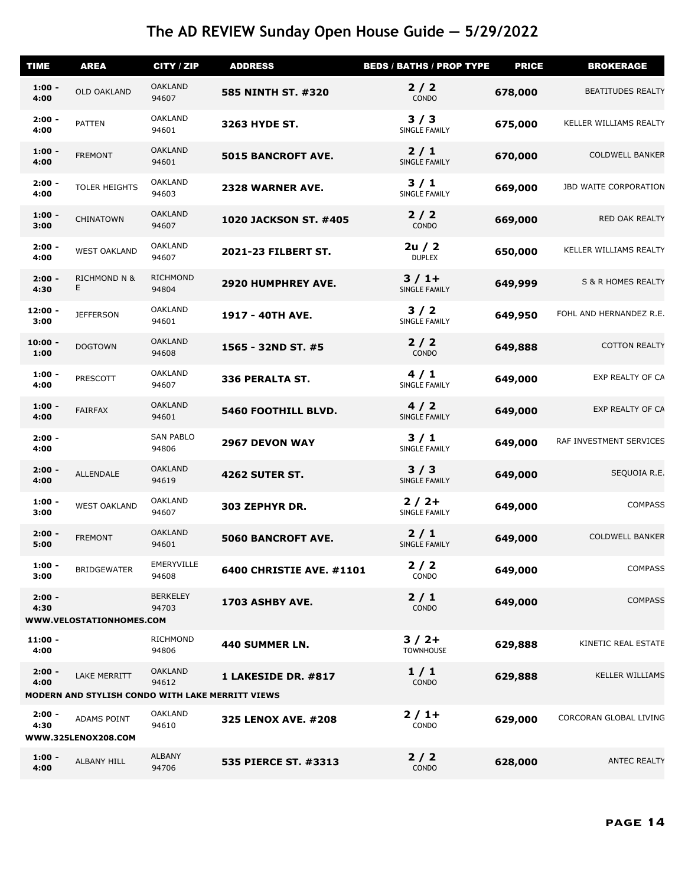# The AD REVIEW Sunday Open House Guide — 5/29/2022

| TIME | AREA | CITY / ZIP | ADDRESS | BEDS / BATHS / PROP TYPE | PRICE | BROKERAGE |
|---|---|---|---|---|---|---|
| 1:00 - 4:00 | OLD OAKLAND | OAKLAND 94607 | **585 NINTH ST. #320** | **2 / 2** CONDO | **678,000** | BEATITUDES REALTY |
| 2:00 - 4:00 | PATTEN | OAKLAND 94601 | **3263 HYDE ST.** | **3 / 3** SINGLE FAMILY | **675,000** | KELLER WILLIAMS REALTY |
| 1:00 - 4:00 | FREMONT | OAKLAND 94601 | **5015 BANCROFT AVE.** | **2 / 1** SINGLE FAMILY | **670,000** | COLDWELL BANKER |
| 2:00 - 4:00 | TOLER HEIGHTS | OAKLAND 94603 | **2328 WARNER AVE.** | **3 / 1** SINGLE FAMILY | **669,000** | JBD WAITE CORPORATION |
| 1:00 - 3:00 | CHINATOWN | OAKLAND 94607 | **1020 JACKSON ST. #405** | **2 / 2** CONDO | **669,000** | RED OAK REALTY |
| 2:00 - 4:00 | WEST OAKLAND | OAKLAND 94607 | **2021-23 FILBERT ST.** | **2u / 2** DUPLEX | **650,000** | KELLER WILLIAMS REALTY |
| 2:00 - 4:30 | RICHMOND N & E | RICHMOND 94804 | **2920 HUMPHREY AVE.** | **3 / 1+** SINGLE FAMILY | **649,999** | S & R HOMES REALTY |
| 12:00 - 3:00 | JEFFERSON | OAKLAND 94601 | **1917 - 40TH AVE.** | **3 / 2** SINGLE FAMILY | **649,950** | FOHL AND HERNANDEZ R.E. |
| 10:00 - 1:00 | DOGTOWN | OAKLAND 94608 | **1565 - 32ND ST. #5** | **2 / 2** CONDO | **649,888** | COTTON REALTY |
| 1:00 - 4:00 | PRESCOTT | OAKLAND 94607 | **336 PERALTA ST.** | **4 / 1** SINGLE FAMILY | **649,000** | EXP REALTY OF CA |
| 1:00 - 4:00 | FAIRFAX | OAKLAND 94601 | **5460 FOOTHILL BLVD.** | **4 / 2** SINGLE FAMILY | **649,000** | EXP REALTY OF CA |
| 2:00 - 4:00 | | SAN PABLO 94806 | **2967 DEVON WAY** | **3 / 1** SINGLE FAMILY | **649,000** | RAF INVESTMENT SERVICES |
| 2:00 - 4:00 | ALLENDALE | OAKLAND 94619 | **4262 SUTER ST.** | **3 / 3** SINGLE FAMILY | **649,000** | SEQUOIA R.E. |
| 1:00 - 3:00 | WEST OAKLAND | OAKLAND 94607 | **303 ZEPHYR DR.** | **2 / 2+** SINGLE FAMILY | **649,000** | COMPASS |
| 2:00 - 5:00 | FREMONT | OAKLAND 94601 | **5060 BANCROFT AVE.** | **2 / 1** SINGLE FAMILY | **649,000** | COLDWELL BANKER |
| 1:00 - 3:00 | BRIDGEWATER | EMERYVILLE 94608 | **6400 CHRISTIE AVE. #1101** | **2 / 2** CONDO | **649,000** | COMPASS |
| 2:00 - 4:30 | | BERKELEY 94703 | **1703 ASHBY AVE.** | **2 / 1** CONDO | **649,000** | COMPASS |
| **WWW.VELOSTATIONHOMES.COM** | | | | | | |
| 11:00 - 4:00 | | RICHMOND 94806 | **440 SUMMER LN.** | **3 / 2+** TOWNHOUSE | **629,888** | KINETIC REAL ESTATE |
| 2:00 - 4:00 | LAKE MERRITT | OAKLAND 94612 | **1 LAKESIDE DR. #817** | **1 / 1** CONDO | **629,888** | KELLER WILLIAMS |
| **MODERN AND STYLISH CONDO WITH LAKE MERRITT VIEWS** | | | | | | |
| 2:00 - 4:30 | ADAMS POINT | OAKLAND 94610 | **325 LENOX AVE. #208** | **2 / 1+** CONDO | **629,000** | CORCORAN GLOBAL LIVING |
| **WWW.325LENOX208.COM** | | | | | | |
| 1:00 - 4:00 | ALBANY HILL | ALBANY 94706 | **535 PIERCE ST. #3313** | **2 / 2** CONDO | **628,000** | ANTEC REALTY |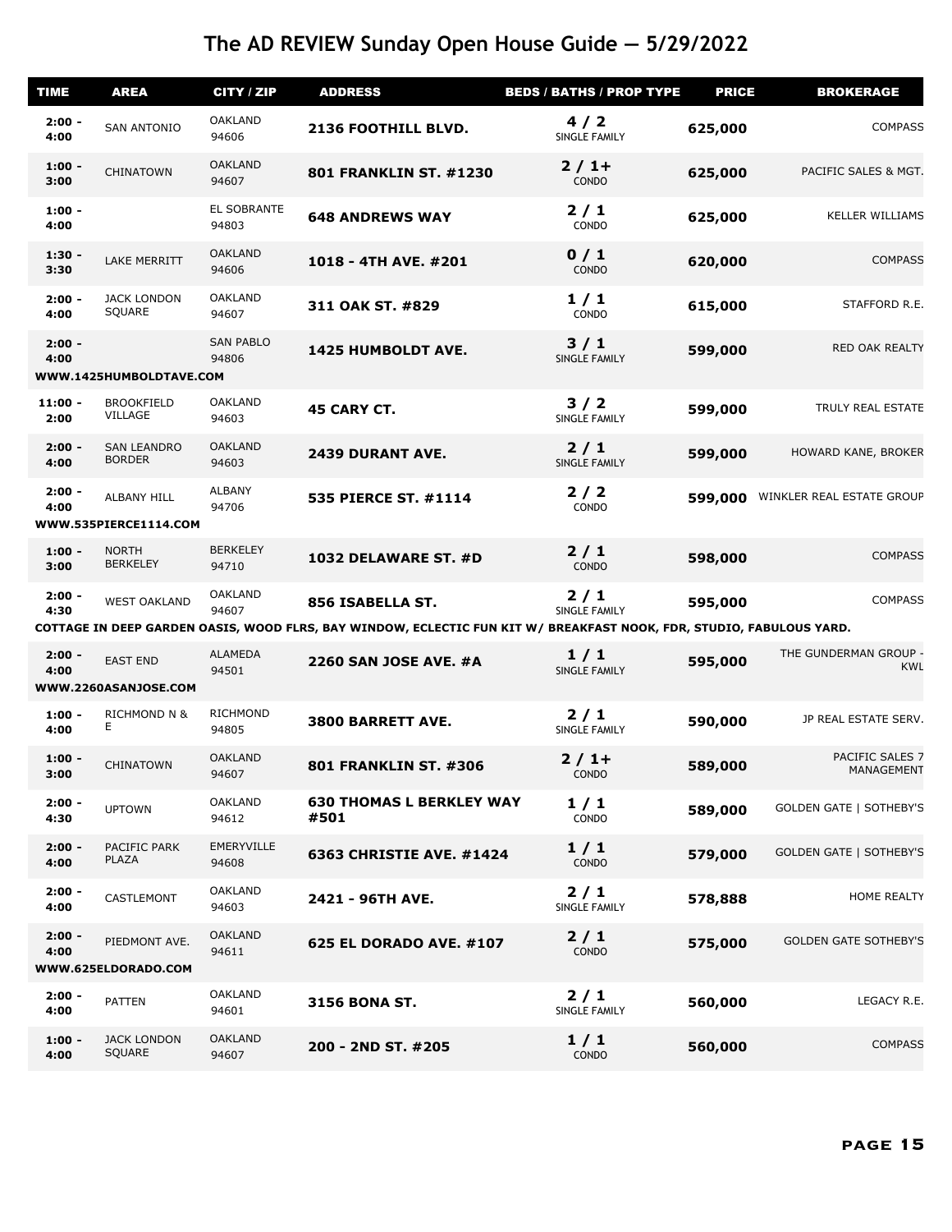# The AD REVIEW Sunday Open House Guide — 5/29/2022

| TIME | AREA | CITY / ZIP | ADDRESS | BEDS / BATHS / PROP TYPE | PRICE | BROKERAGE |
|---|---|---|---|---|---|---|
| 2:00 - 4:00 | SAN ANTONIO | OAKLAND 94606 | **2136 FOOTHILL BLVD.** | **4 / 2** SINGLE FAMILY | **625,000** | COMPASS |
| 1:00 - 3:00 | CHINATOWN | OAKLAND 94607 | **801 FRANKLIN ST. #1230** | **2 / 1+** CONDO | **625,000** | PACIFIC SALES & MGT. |
| 1:00 - 4:00 | | EL SOBRANTE 94803 | **648 ANDREWS WAY** | **2 / 1** CONDO | **625,000** | KELLER WILLIAMS |
| 1:30 - 3:30 | LAKE MERRITT | OAKLAND 94606 | **1018 - 4TH AVE. #201** | **0 / 1** CONDO | **620,000** | COMPASS |
| 2:00 - 4:00 | JACK LONDON SQUARE | OAKLAND 94607 | **311 OAK ST. #829** | **1 / 1** CONDO | **615,000** | STAFFORD R.E. |
| 2:00 - 4:00 | | SAN PABLO 94806 | **1425 HUMBOLDT AVE.** | **3 / 1** SINGLE FAMILY | **599,000** | RED OAK REALTY |
| **WWW.1425HUMBOLDTAVE.COM** | | | | | | |
| 11:00 - 2:00 | BROOKFIELD VILLAGE | OAKLAND 94603 | **45 CARY CT.** | **3 / 2** SINGLE FAMILY | **599,000** | TRULY REAL ESTATE |
| 2:00 - 4:00 | SAN LEANDRO BORDER | OAKLAND 94603 | **2439 DURANT AVE.** | **2 / 1** SINGLE FAMILY | **599,000** | HOWARD KANE, BROKER |
| 2:00 - 4:00 | ALBANY HILL | ALBANY 94706 | **535 PIERCE ST. #1114** | **2 / 2** CONDO | **599,000** | WINKLER REAL ESTATE GROUP |
| **WWW.535PIERCE1114.COM** | | | | | | |
| 1:00 - 3:00 | NORTH BERKELEY | BERKELEY 94710 | **1032 DELAWARE ST. #D** | **2 / 1** CONDO | **598,000** | COMPASS |
| 2:00 - 4:30 | WEST OAKLAND | OAKLAND 94607 | **856 ISABELLA ST.** | **2 / 1** SINGLE FAMILY | **595,000** | COMPASS |
| **COTTAGE IN DEEP GARDEN OASIS, WOOD FLRS, BAY WINDOW, ECLECTIC FUN KIT W/ BREAKFAST NOOK, FDR, STUDIO, FABULOUS YARD.** | | | | | | |
| 2:00 - 4:00 | EAST END | ALAMEDA 94501 | **2260 SAN JOSE AVE. #A** | **1 / 1** SINGLE FAMILY | **595,000** | THE GUNDERMAN GROUP - KWL |
| **WWW.2260ASANJOSE.COM** | | | | | | |
| 1:00 - 4:00 | RICHMOND N & E | RICHMOND 94805 | **3800 BARRETT AVE.** | **2 / 1** SINGLE FAMILY | **590,000** | JP REAL ESTATE SERV. |
| 1:00 - 3:00 | CHINATOWN | OAKLAND 94607 | **801 FRANKLIN ST. #306** | **2 / 1+** CONDO | **589,000** | PACIFIC SALES 7 MANAGEMENT |
| 2:00 - 4:30 | UPTOWN | OAKLAND 94612 | **630 THOMAS L BERKLEY WAY #501** | **1 / 1** CONDO | **589,000** | GOLDEN GATE \| SOTHEBY'S |
| 2:00 - 4:00 | PACIFIC PARK PLAZA | EMERYVILLE 94608 | **6363 CHRISTIE AVE. #1424** | **1 / 1** CONDO | **579,000** | GOLDEN GATE \| SOTHEBY'S |
| 2:00 - 4:00 | CASTLEMONT | OAKLAND 94603 | **2421 - 96TH AVE.** | **2 / 1** SINGLE FAMILY | **578,888** | HOME REALTY |
| 2:00 - 4:00 | PIEDMONT AVE. | OAKLAND 94611 | **625 EL DORADO AVE. #107** | **2 / 1** CONDO | **575,000** | GOLDEN GATE SOTHEBY'S |
| **WWW.625ELDORADO.COM** | | | | | | |
| 2:00 - 4:00 | PATTEN | OAKLAND 94601 | **3156 BONA ST.** | **2 / 1** SINGLE FAMILY | **560,000** | LEGACY R.E. |
| 1:00 - 4:00 | JACK LONDON SQUARE | OAKLAND 94607 | **200 - 2ND ST. #205** | **1 / 1** CONDO | **560,000** | COMPASS |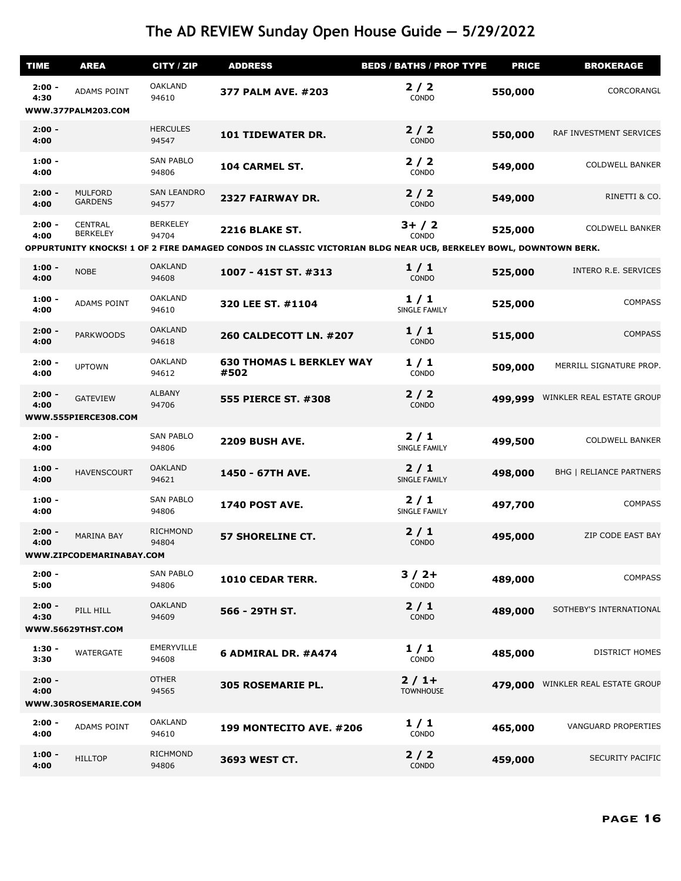# The AD REVIEW Sunday Open House Guide — 5/29/2022

| TIME | AREA | CITY / ZIP | ADDRESS | BEDS / BATHS / PROP TYPE | PRICE | BROKERAGE |
|---|---|---|---|---|---|---|
| 2:00 - 4:30 | ADAMS POINT | OAKLAND 94610 | **377 PALM AVE. #203** | 2 / 2 CONDO | 550,000 | CORCORANGL |
| WWW.377PALM203.COM | | | | | | |
| 2:00 - 4:00 | | HERCULES 94547 | **101 TIDEWATER DR.** | 2 / 2 CONDO | 550,000 | RAF INVESTMENT SERVICES |
| 1:00 - 4:00 | | SAN PABLO 94806 | **104 CARMEL ST.** | 2 / 2 CONDO | 549,000 | COLDWELL BANKER |
| 2:00 - 4:00 | MULFORD GARDENS | SAN LEANDRO 94577 | **2327 FAIRWAY DR.** | 2 / 2 CONDO | 549,000 | RINETTI & CO. |
| 2:00 - 4:00 | CENTRAL BERKELEY | BERKELEY 94704 | **2216 BLAKE ST.** | 3+ / 2 CONDO | 525,000 | COLDWELL BANKER |
| OPPURTUNITY KNOCKS! 1 OF 2 FIRE DAMAGED CONDOS IN CLASSIC VICTORIAN BLDG NEAR UCB, BERKELEY BOWL, DOWNTOWN BERK. | | | | | | |
| 1:00 - 4:00 | NOBE | OAKLAND 94608 | **1007 - 41ST ST. #313** | 1 / 1 CONDO | 525,000 | INTERO R.E. SERVICES |
| 1:00 - 4:00 | ADAMS POINT | OAKLAND 94610 | **320 LEE ST. #1104** | 1 / 1 SINGLE FAMILY | 525,000 | COMPASS |
| 2:00 - 4:00 | PARKWOODS | OAKLAND 94618 | **260 CALDECOTT LN. #207** | 1 / 1 CONDO | 515,000 | COMPASS |
| 2:00 - 4:00 | UPTOWN | OAKLAND 94612 | **630 THOMAS L BERKLEY WAY #502** | 1 / 1 CONDO | 509,000 | MERRILL SIGNATURE PROP. |
| 2:00 - 4:00 | GATEVIEW | ALBANY 94706 | **555 PIERCE ST. #308** | 2 / 2 CONDO | 499,999 | WINKLER REAL ESTATE GROUP |
| WWW.555PIERCE308.COM | | | | | | |
| 2:00 - 4:00 | | SAN PABLO 94806 | **2209 BUSH AVE.** | 2 / 1 SINGLE FAMILY | 499,500 | COLDWELL BANKER |
| 1:00 - 4:00 | HAVENSCOURT | OAKLAND 94621 | **1450 - 67TH AVE.** | 2 / 1 SINGLE FAMILY | 498,000 | BHG \| RELIANCE PARTNERS |
| 1:00 - 4:00 | | SAN PABLO 94806 | **1740 POST AVE.** | 2 / 1 SINGLE FAMILY | 497,700 | COMPASS |
| 2:00 - 4:00 | MARINA BAY | RICHMOND 94804 | **57 SHORELINE CT.** | 2 / 1 CONDO | 495,000 | ZIP CODE EAST BAY |
| WWW.ZIPCODEMARINABAY.COM | | | | | | |
| 2:00 - 5:00 | | SAN PABLO 94806 | **1010 CEDAR TERR.** | 3 / 2+ CONDO | 489,000 | COMPASS |
| 2:00 - 4:30 | PILL HILL | OAKLAND 94609 | **566 - 29TH ST.** | 2 / 1 CONDO | 489,000 | SOTHEBY'S INTERNATIONAL |
| WWW.56629THST.COM | | | | | | |
| 1:30 - 3:30 | WATERGATE | EMERYVILLE 94608 | **6 ADMIRAL DR. #A474** | 1 / 1 CONDO | 485,000 | DISTRICT HOMES |
| 2:00 - 4:00 | | OTHER 94565 | **305 ROSEMARIE PL.** | 2 / 1+ TOWNHOUSE | 479,000 | WINKLER REAL ESTATE GROUP |
| WWW.305ROSEMARIE.COM | | | | | | |
| 2:00 - 4:00 | ADAMS POINT | OAKLAND 94610 | **199 MONTECITO AVE. #206** | 1 / 1 CONDO | 465,000 | VANGUARD PROPERTIES |
| 1:00 - 4:00 | HILLTOP | RICHMOND 94806 | **3693 WEST CT.** | 2 / 2 CONDO | 459,000 | SECURITY PACIFIC |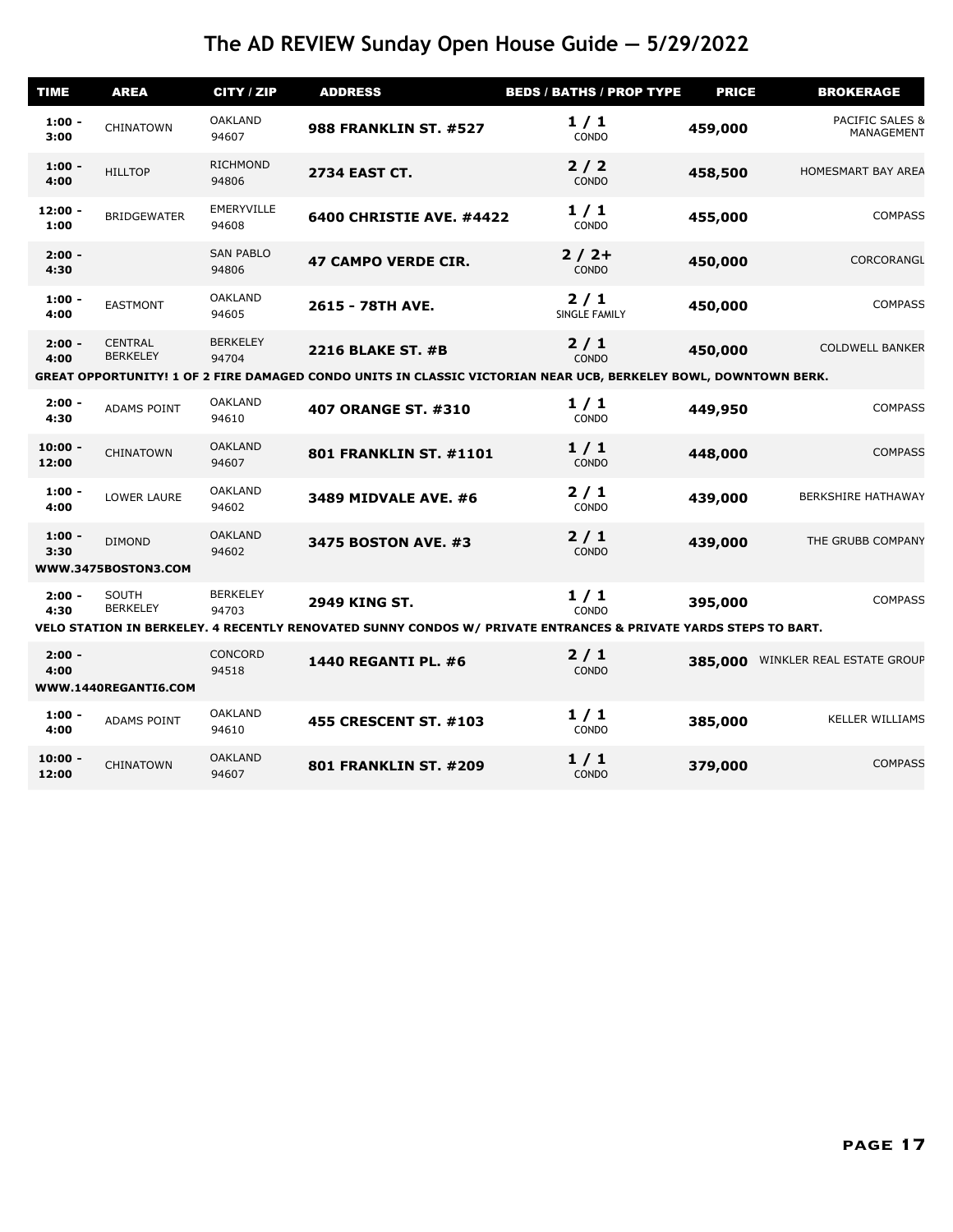# The AD REVIEW Sunday Open House Guide — 5/29/2022

| TIME | AREA | CITY / ZIP | ADDRESS | BEDS / BATHS / PROP TYPE | PRICE | BROKERAGE |
|---|---|---|---|---|---|---|
| 1:00 - 3:00 | CHINATOWN | OAKLAND 94607 | **988 FRANKLIN ST. #527** | 1 / 1 CONDO | 459,000 | PACIFIC SALES & MANAGEMENT |
| 1:00 - 4:00 | HILLTOP | RICHMOND 94806 | **2734 EAST CT.** | 2 / 2 CONDO | 458,500 | HOMESMART BAY AREA |
| 12:00 - 1:00 | BRIDGEWATER | EMERYVILLE 94608 | **6400 CHRISTIE AVE. #4422** | 1 / 1 CONDO | 455,000 | COMPASS |
| 2:00 - 4:30 | | SAN PABLO 94806 | **47 CAMPO VERDE CIR.** | 2 / 2+ CONDO | 450,000 | CORCORANGL |
| 1:00 - 4:00 | EASTMONT | OAKLAND 94605 | **2615 - 78TH AVE.** | 2 / 1 SINGLE FAMILY | 450,000 | COMPASS |
| 2:00 - 4:00 | CENTRAL BERKELEY | BERKELEY 94704 | **2216 BLAKE ST. #B** | 2 / 1 CONDO | 450,000 | COLDWELL BANKER |
| **GREAT OPPORTUNITY! 1 OF 2 FIRE DAMAGED CONDO UNITS IN CLASSIC VICTORIAN NEAR UCB, BERKELEY BOWL, DOWNTOWN BERK.** | | | | | | |
| 2:00 - 4:30 | ADAMS POINT | OAKLAND 94610 | **407 ORANGE ST. #310** | 1 / 1 CONDO | 449,950 | COMPASS |
| 10:00 - 12:00 | CHINATOWN | OAKLAND 94607 | **801 FRANKLIN ST. #1101** | 1 / 1 CONDO | 448,000 | COMPASS |
| 1:00 - 4:00 | LOWER LAURE | OAKLAND 94602 | **3489 MIDVALE AVE. #6** | 2 / 1 CONDO | 439,000 | BERKSHIRE HATHAWAY |
| 1:00 - 3:30 | DIMOND | OAKLAND 94602 | **3475 BOSTON AVE. #3** | 2 / 1 CONDO | 439,000 | THE GRUBB COMPANY |
| **WWW.3475BOSTON3.COM** | | | | | | |
| 2:00 - 4:30 | SOUTH BERKELEY | BERKELEY 94703 | **2949 KING ST.** | 1 / 1 CONDO | 395,000 | COMPASS |
| **VELO STATION IN BERKELEY. 4 RECENTLY RENOVATED SUNNY CONDOS W/ PRIVATE ENTRANCES & PRIVATE YARDS STEPS TO BART.** | | | | | | |
| 2:00 - 4:00 | | CONCORD 94518 | **1440 REGANTI PL. #6** | 2 / 1 CONDO | 385,000 | WINKLER REAL ESTATE GROUP |
| **WWW.1440REGANTI6.COM** | | | | | | |
| 1:00 - 4:00 | ADAMS POINT | OAKLAND 94610 | **455 CRESCENT ST. #103** | 1 / 1 CONDO | 385,000 | KELLER WILLIAMS |
| 10:00 - 12:00 | CHINATOWN | OAKLAND 94607 | **801 FRANKLIN ST. #209** | 1 / 1 CONDO | 379,000 | COMPASS |